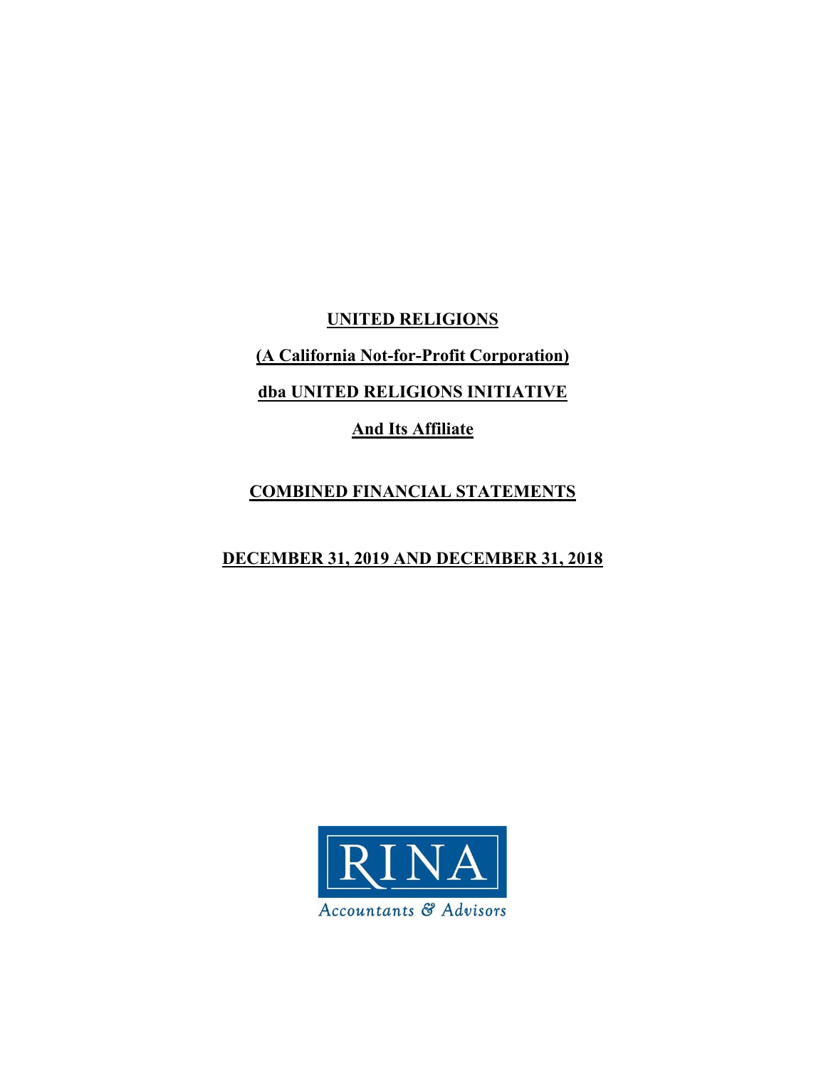# UNITED RELIGIONS

## (A California Not-for-Profit Corporation)

## dba UNITED RELIGIONS INITIATIVE

## And Its Affiliate

## COMBINED FINANCIAL STATEMENTS

## DECEMBER 31, 2019 AND DECEMBER 31, 2018

RINA

Accountants & Advisors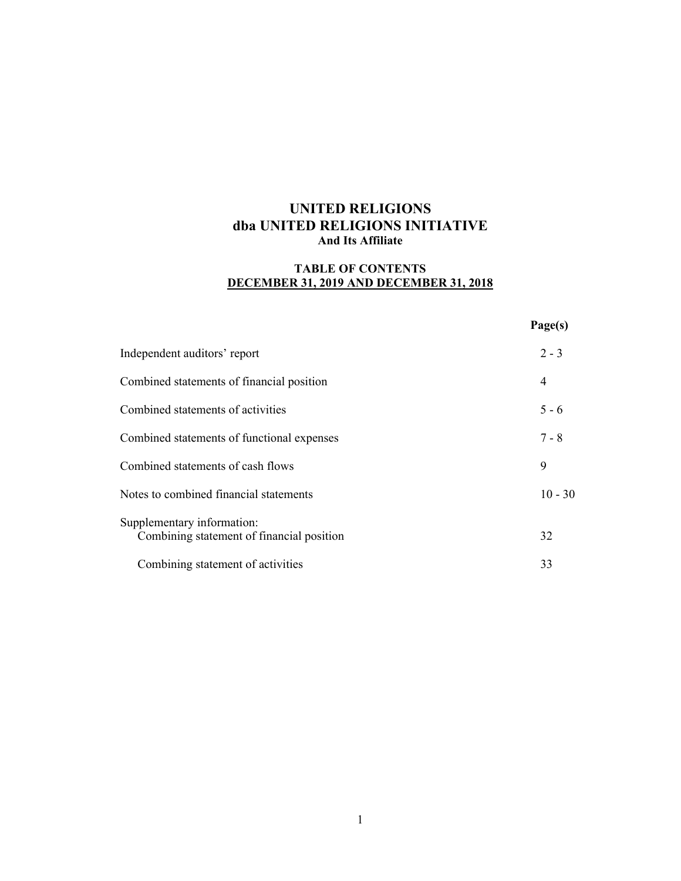# UNITED RELIGIONS
# dba UNITED RELIGIONS INITIATIVE
### And Its Affiliate

### TABLE OF CONTENTS
### DECEMBER 31, 2019 AND DECEMBER 31, 2018

| | Page(s) |
|---|---|
| Independent auditors' report | 2 - 3 |
| Combined statements of financial position | 4 |
| Combined statements of activities | 5 - 6 |
| Combined statements of functional expenses | 7 - 8 |
| Combined statements of cash flows | 9 |
| Notes to combined financial statements | 10 - 30 |
| Supplementary information: | |
| Combining statement of financial position | 32 |
| Combining statement of activities | 33 |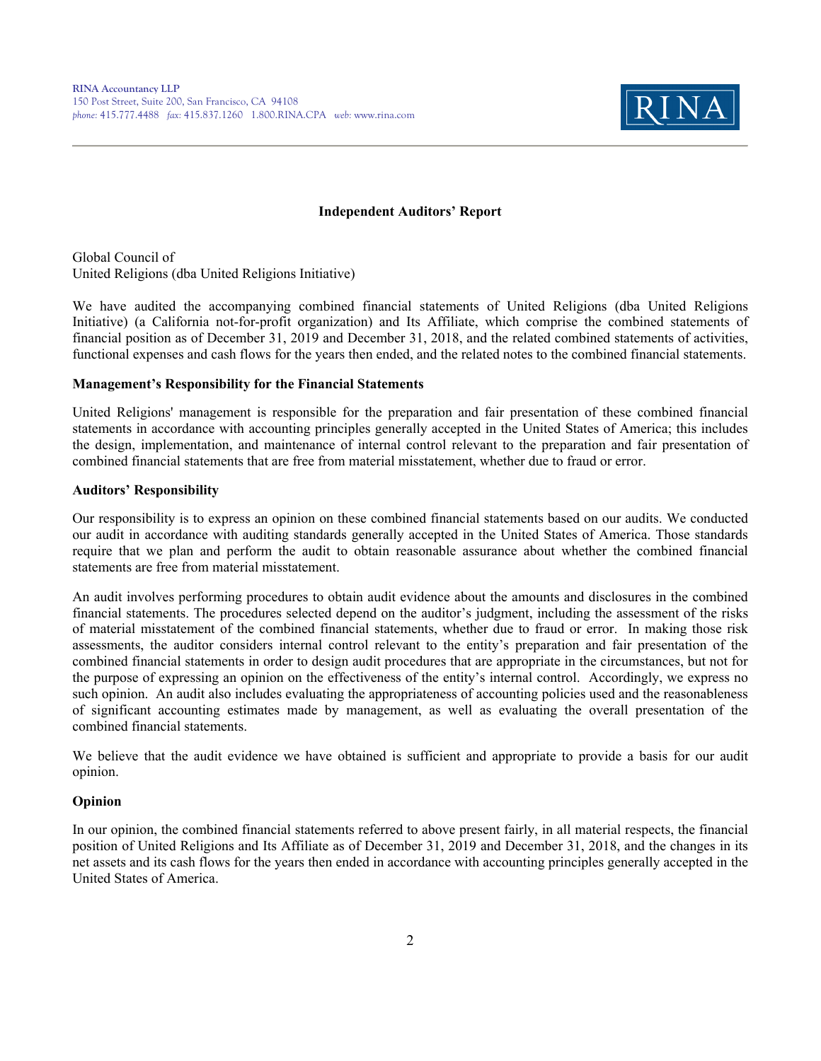RINA Accountancy LLP
150 Post Street, Suite 200, San Francisco, CA 94108
*phone:* 415.777.4488 *fax:* 415.837.1260 1.800.RINA.CPA *web:* www.rina.com

RINA

## Independent Auditors' Report

Global Council of
United Religions (dba United Religions Initiative)

We have audited the accompanying combined financial statements of United Religions (dba United Religions Initiative) (a California not-for-profit organization) and Its Affiliate, which comprise the combined statements of financial position as of December 31, 2019 and December 31, 2018, and the related combined statements of activities, functional expenses and cash flows for the years then ended, and the related notes to the combined financial statements.

### Management's Responsibility for the Financial Statements

United Religions' management is responsible for the preparation and fair presentation of these combined financial statements in accordance with accounting principles generally accepted in the United States of America; this includes the design, implementation, and maintenance of internal control relevant to the preparation and fair presentation of combined financial statements that are free from material misstatement, whether due to fraud or error.

### Auditors' Responsibility

Our responsibility is to express an opinion on these combined financial statements based on our audits. We conducted our audit in accordance with auditing standards generally accepted in the United States of America. Those standards require that we plan and perform the audit to obtain reasonable assurance about whether the combined financial statements are free from material misstatement.

An audit involves performing procedures to obtain audit evidence about the amounts and disclosures in the combined financial statements. The procedures selected depend on the auditor's judgment, including the assessment of the risks of material misstatement of the combined financial statements, whether due to fraud or error. In making those risk assessments, the auditor considers internal control relevant to the entity's preparation and fair presentation of the combined financial statements in order to design audit procedures that are appropriate in the circumstances, but not for the purpose of expressing an opinion on the effectiveness of the entity's internal control. Accordingly, we express no such opinion. An audit also includes evaluating the appropriateness of accounting policies used and the reasonableness of significant accounting estimates made by management, as well as evaluating the overall presentation of the combined financial statements.

We believe that the audit evidence we have obtained is sufficient and appropriate to provide a basis for our audit opinion.

### Opinion

In our opinion, the combined financial statements referred to above present fairly, in all material respects, the financial position of United Religions and Its Affiliate as of December 31, 2019 and December 31, 2018, and the changes in its net assets and its cash flows for the years then ended in accordance with accounting principles generally accepted in the United States of America.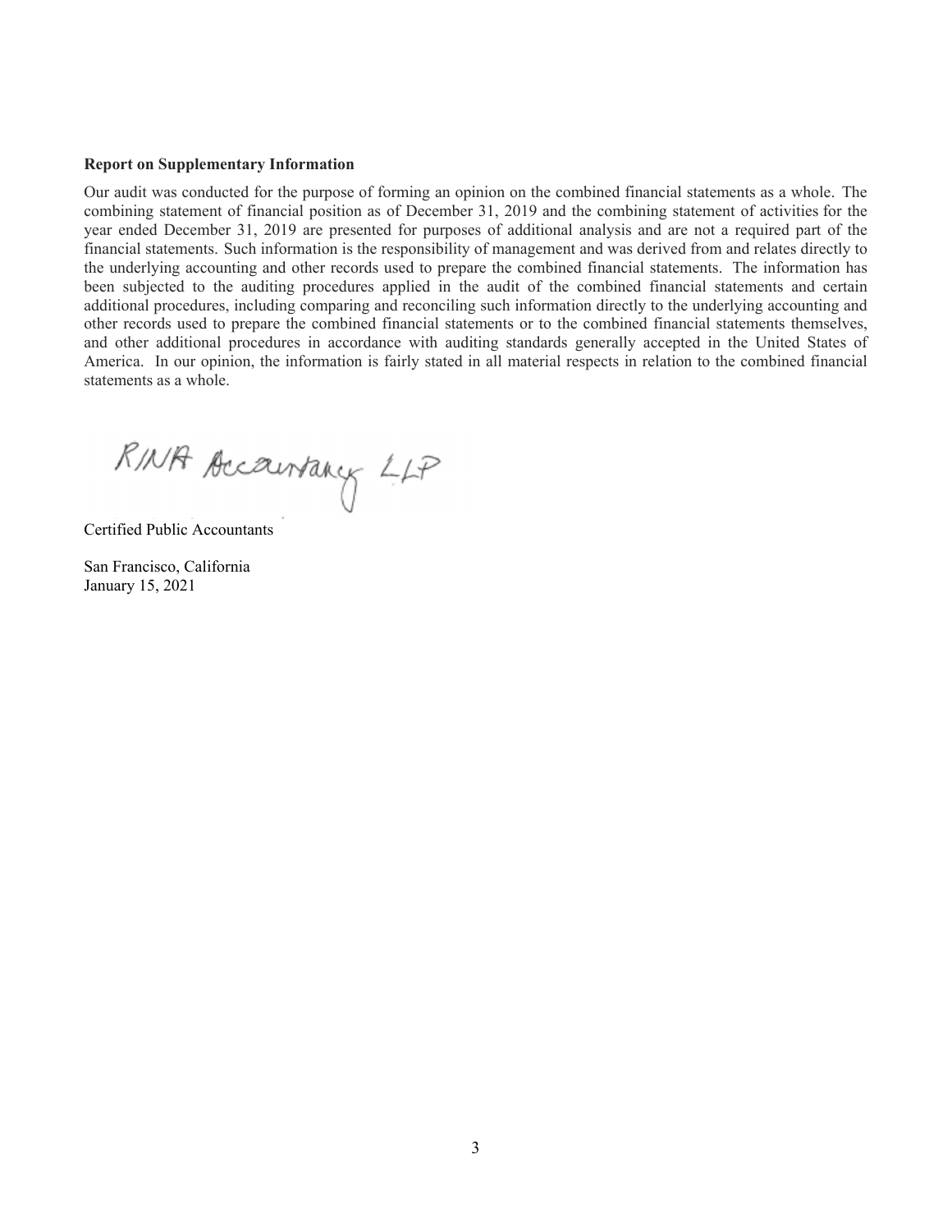**Report on Supplementary Information**

Our audit was conducted for the purpose of forming an opinion on the combined financial statements as a whole. The combining statement of financial position as of December 31, 2019 and the combining statement of activities for the year ended December 31, 2019 are presented for purposes of additional analysis and are not a required part of the financial statements. Such information is the responsibility of management and was derived from and relates directly to the underlying accounting and other records used to prepare the combined financial statements. The information has been subjected to the auditing procedures applied in the audit of the combined financial statements and certain additional procedures, including comparing and reconciling such information directly to the underlying accounting and other records used to prepare the combined financial statements or to the combined financial statements themselves, and other additional procedures in accordance with auditing standards generally accepted in the United States of America. In our opinion, the information is fairly stated in all material respects in relation to the combined financial statements as a whole.

RINA Accountancy LLP

Certified Public Accountants

San Francisco, California
January 15, 2021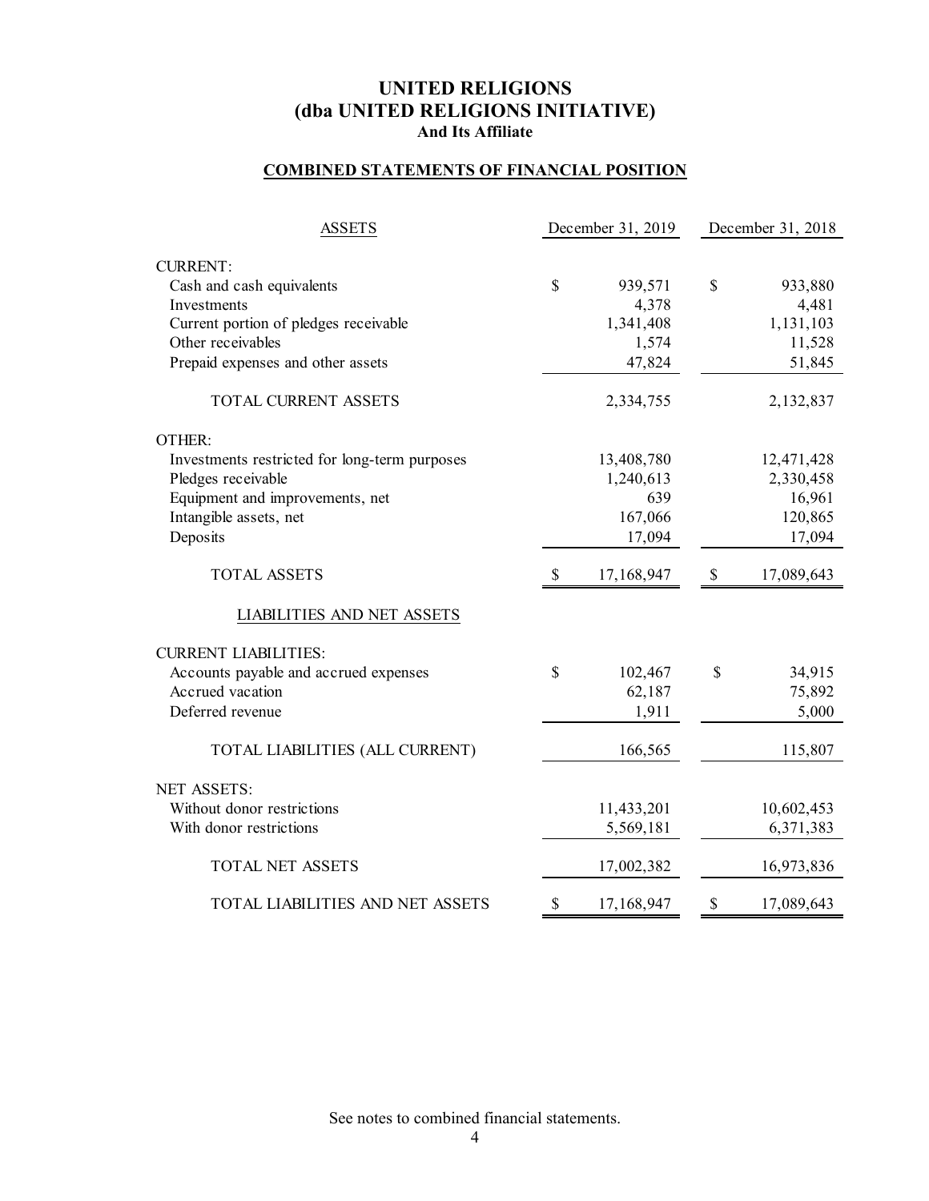# UNITED RELIGIONS
# (dba UNITED RELIGIONS INITIATIVE)
### And Its Affiliate

## COMBINED STATEMENTS OF FINANCIAL POSITION

| ASSETS | December 31, 2019 | December 31, 2018 |
|---|---|---|
| CURRENT: | | |
| Cash and cash equivalents | $ 939,571 | $ 933,880 |
| Investments | 4,378 | 4,481 |
| Current portion of pledges receivable | 1,341,408 | 1,131,103 |
| Other receivables | 1,574 | 11,528 |
| Prepaid expenses and other assets | 47,824 | 51,845 |
| TOTAL CURRENT ASSETS | 2,334,755 | 2,132,837 |
| OTHER: | | |
| Investments restricted for long-term purposes | 13,408,780 | 12,471,428 |
| Pledges receivable | 1,240,613 | 2,330,458 |
| Equipment and improvements, net | 639 | 16,961 |
| Intangible assets, net | 167,066 | 120,865 |
| Deposits | 17,094 | 17,094 |
| TOTAL ASSETS | $ 17,168,947 | $ 17,089,643 |
| **LIABILITIES AND NET ASSETS** | | |
| CURRENT LIABILITIES: | | |
| Accounts payable and accrued expenses | $ 102,467 | $ 34,915 |
| Accrued vacation | 62,187 | 75,892 |
| Deferred revenue | 1,911 | 5,000 |
| TOTAL LIABILITIES (ALL CURRENT) | 166,565 | 115,807 |
| NET ASSETS: | | |
| Without donor restrictions | 11,433,201 | 10,602,453 |
| With donor restrictions | 5,569,181 | 6,371,383 |
| TOTAL NET ASSETS | 17,002,382 | 16,973,836 |
| TOTAL LIABILITIES AND NET ASSETS | $ 17,168,947 | $ 17,089,643 |

See notes to combined financial statements.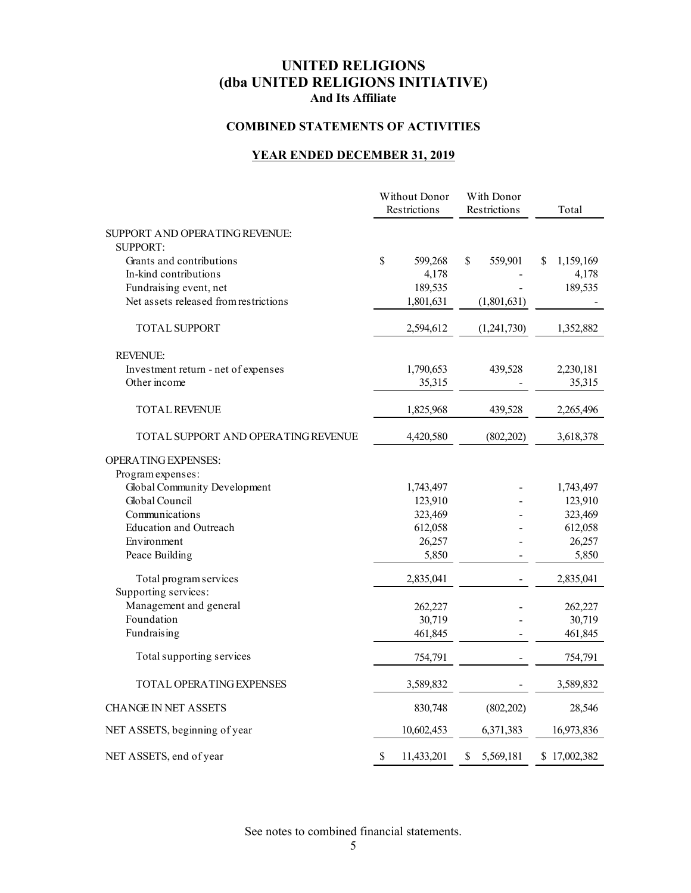# UNITED RELIGIONS
# (dba UNITED RELIGIONS INITIATIVE)
### And Its Affiliate

## COMBINED STATEMENTS OF ACTIVITIES

## YEAR ENDED DECEMBER 31, 2019

| | Without Donor Restrictions | With Donor Restrictions | Total |
|---|---|---|---|
| SUPPORT AND OPERATING REVENUE: | | | |
| SUPPORT: | | | |
| Grants and contributions | $ 599,268 | $ 559,901 | $ 1,159,169 |
| In-kind contributions | 4,178 | - | 4,178 |
| Fundraising event, net | 189,535 | - | 189,535 |
| Net assets released from restrictions | 1,801,631 | (1,801,631) | - |
| TOTAL SUPPORT | 2,594,612 | (1,241,730) | 1,352,882 |
| REVENUE: | | | |
| Investment return - net of expenses | 1,790,653 | 439,528 | 2,230,181 |
| Other income | 35,315 | - | 35,315 |
| TOTAL REVENUE | 1,825,968 | 439,528 | 2,265,496 |
| TOTAL SUPPORT AND OPERATING REVENUE | 4,420,580 | (802,202) | 3,618,378 |
| OPERATING EXPENSES: | | | |
| Program expenses: | | | |
| Global Community Development | 1,743,497 | - | 1,743,497 |
| Global Council | 123,910 | - | 123,910 |
| Communications | 323,469 | - | 323,469 |
| Education and Outreach | 612,058 | - | 612,058 |
| Environment | 26,257 | - | 26,257 |
| Peace Building | 5,850 | - | 5,850 |
| Total program services | 2,835,041 | - | 2,835,041 |
| Supporting services: | | | |
| Management and general | 262,227 | - | 262,227 |
| Foundation | 30,719 | - | 30,719 |
| Fundraising | 461,845 | - | 461,845 |
| Total supporting services | 754,791 | - | 754,791 |
| TOTAL OPERATING EXPENSES | 3,589,832 | - | 3,589,832 |
| CHANGE IN NET ASSETS | 830,748 | (802,202) | 28,546 |
| NET ASSETS, beginning of year | 10,602,453 | 6,371,383 | 16,973,836 |
| NET ASSETS, end of year | $ 11,433,201 | $ 5,569,181 | $ 17,002,382 |

See notes to combined financial statements.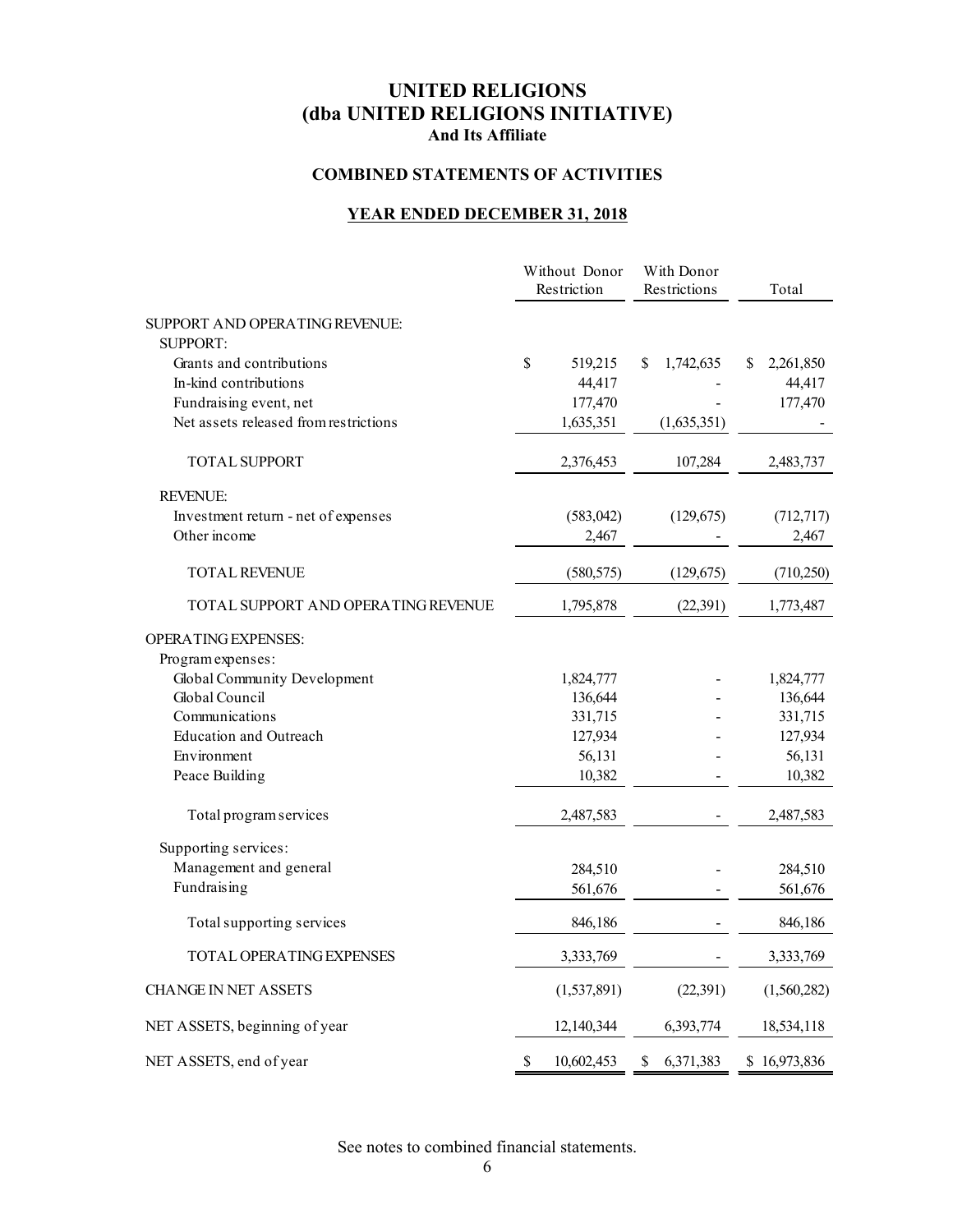# UNITED RELIGIONS
# (dba UNITED RELIGIONS INITIATIVE)
**And Its Affiliate**

## COMBINED STATEMENTS OF ACTIVITIES

### YEAR ENDED DECEMBER 31, 2018

| | Without Donor Restriction | With Donor Restrictions | Total |
|---|---|---|---|
| SUPPORT AND OPERATING REVENUE: | | | |
| SUPPORT: | | | |
| Grants and contributions | $ 519,215 | $ 1,742,635 | $ 2,261,850 |
| In-kind contributions | 44,417 | - | 44,417 |
| Fundraising event, net | 177,470 | - | 177,470 |
| Net assets released from restrictions | 1,635,351 | (1,635,351) | - |
| TOTAL SUPPORT | 2,376,453 | 107,284 | 2,483,737 |
| REVENUE: | | | |
| Investment return - net of expenses | (583,042) | (129,675) | (712,717) |
| Other income | 2,467 | - | 2,467 |
| TOTAL REVENUE | (580,575) | (129,675) | (710,250) |
| TOTAL SUPPORT AND OPERATING REVENUE | 1,795,878 | (22,391) | 1,773,487 |
| OPERATING EXPENSES: | | | |
| Program expenses: | | | |
| Global Community Development | 1,824,777 | - | 1,824,777 |
| Global Council | 136,644 | - | 136,644 |
| Communications | 331,715 | - | 331,715 |
| Education and Outreach | 127,934 | - | 127,934 |
| Environment | 56,131 | - | 56,131 |
| Peace Building | 10,382 | - | 10,382 |
| Total program services | 2,487,583 | - | 2,487,583 |
| Supporting services: | | | |
| Management and general | 284,510 | - | 284,510 |
| Fundraising | 561,676 | - | 561,676 |
| Total supporting services | 846,186 | - | 846,186 |
| TOTAL OPERATING EXPENSES | 3,333,769 | - | 3,333,769 |
| CHANGE IN NET ASSETS | (1,537,891) | (22,391) | (1,560,282) |
| NET ASSETS, beginning of year | 12,140,344 | 6,393,774 | 18,534,118 |
| NET ASSETS, end of year | $ 10,602,453 | $ 6,371,383 | $ 16,973,836 |

See notes to combined financial statements.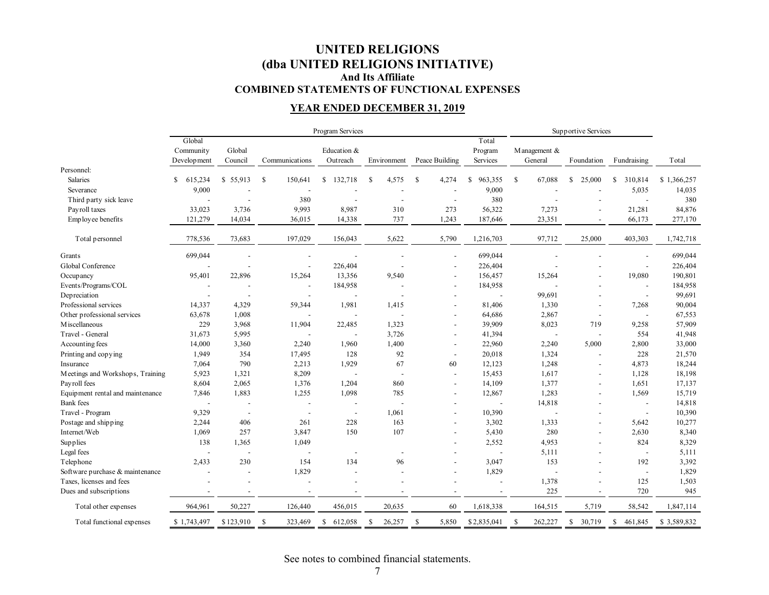# UNITED RELIGIONS
## (dba UNITED RELIGIONS INITIATIVE)
### And Its Affiliate
### COMBINED STATEMENTS OF FUNCTIONAL EXPENSES

### YEAR ENDED DECEMBER 31, 2019

| | Program Services | | | | | | | Supportive Services | | | |
|---|---|---|---|---|---|---|---|---|---|---|---|
| | Global Community Development | Global Council | Communications | Education & Outreach | Environment | Peace Building | Total Program Services | Management & General | Foundation | Fundraising | Total |
| Personnel: | | | | | | | | | | | |
| Salaries | $ 615,234 | $ 55,913 | $ 150,641 | $ 132,718 | $ 4,575 | $ 4,274 | $ 963,355 | $ 67,088 | $ 25,000 | $ 310,814 | $ 1,366,257 |
| Severance | 9,000 | - | - | - | - | - | 9,000 | - | - | 5,035 | 14,035 |
| Third party sick leave | - | - | 380 | - | - | - | 380 | - | - | - | 380 |
| Payroll taxes | 33,023 | 3,736 | 9,993 | 8,987 | 310 | 273 | 56,322 | 7,273 | - | 21,281 | 84,876 |
| Employee benefits | 121,279 | 14,034 | 36,015 | 14,338 | 737 | 1,243 | 187,646 | 23,351 | - | 66,173 | 277,170 |
| Total personnel | 778,536 | 73,683 | 197,029 | 156,043 | 5,622 | 5,790 | 1,216,703 | 97,712 | 25,000 | 403,303 | 1,742,718 |
| Grants | 699,044 | - | - | - | - | - | 699,044 | - | - | - | 699,044 |
| Global Conference | - | - | - | 226,404 | - | - | 226,404 | - | - | - | 226,404 |
| Occupancy | 95,401 | 22,896 | 15,264 | 13,356 | 9,540 | - | 156,457 | 15,264 | - | 19,080 | 190,801 |
| Events/Programs/COL | - | - | - | 184,958 | - | - | 184,958 | - | - | - | 184,958 |
| Depreciation | - | - | - | - | - | - | - | 99,691 | - | - | 99,691 |
| Professional services | 14,337 | 4,329 | 59,344 | 1,981 | 1,415 | - | 81,406 | 1,330 | - | 7,268 | 90,004 |
| Other professional services | 63,678 | 1,008 | - | - | - | - | 64,686 | 2,867 | - | - | 67,553 |
| Miscellaneous | 229 | 3,968 | 11,904 | 22,485 | 1,323 | - | 39,909 | 8,023 | 719 | 9,258 | 57,909 |
| Travel - General | 31,673 | 5,995 | - | - | 3,726 | - | 41,394 | - | - | 554 | 41,948 |
| Accounting fees | 14,000 | 3,360 | 2,240 | 1,960 | 1,400 | - | 22,960 | 2,240 | 5,000 | 2,800 | 33,000 |
| Printing and copying | 1,949 | 354 | 17,495 | 128 | 92 | - | 20,018 | 1,324 | - | 228 | 21,570 |
| Insurance | 7,064 | 790 | 2,213 | 1,929 | 67 | 60 | 12,123 | 1,248 | - | 4,873 | 18,244 |
| Meetings and Workshops, Training | 5,923 | 1,321 | 8,209 | - | - | - | 15,453 | 1,617 | - | 1,128 | 18,198 |
| Payroll fees | 8,604 | 2,065 | 1,376 | 1,204 | 860 | - | 14,109 | 1,377 | - | 1,651 | 17,137 |
| Equipment rental and maintenance | 7,846 | 1,883 | 1,255 | 1,098 | 785 | - | 12,867 | 1,283 | - | 1,569 | 15,719 |
| Bank fees | - | - | - | - | - | - | - | 14,818 | - | - | 14,818 |
| Travel - Program | 9,329 | - | - | - | 1,061 | - | 10,390 | - | - | - | 10,390 |
| Postage and shipping | 2,244 | 406 | 261 | 228 | 163 | - | 3,302 | 1,333 | - | 5,642 | 10,277 |
| Internet/Web | 1,069 | 257 | 3,847 | 150 | 107 | - | 5,430 | 280 | - | 2,630 | 8,340 |
| Supplies | 138 | 1,365 | 1,049 | | | - | 2,552 | 4,953 | - | 824 | 8,329 |
| Legal fees | - | - | - | - | - | - | - | 5,111 | - | - | 5,111 |
| Telephone | 2,433 | 230 | 154 | 134 | 96 | - | 3,047 | 153 | - | 192 | 3,392 |
| Software purchase & maintenance | - | - | 1,829 | - | - | - | 1,829 | - | - | - | 1,829 |
| Taxes, licenses and fees | - | - | - | - | - | - | - | 1,378 | - | 125 | 1,503 |
| Dues and subscriptions | - | - | - | - | - | - | - | 225 | - | 720 | 945 |
| Total other expenses | 964,961 | 50,227 | 126,440 | 456,015 | 20,635 | 60 | 1,618,338 | 164,515 | 5,719 | 58,542 | 1,847,114 |
| Total functional expenses | $ 1,743,497 | $ 123,910 | $ 323,469 | $ 612,058 | $ 26,257 | $ 5,850 | $ 2,835,041 | $ 262,227 | $ 30,719 | $ 461,845 | $ 3,589,832 |

See notes to combined financial statements.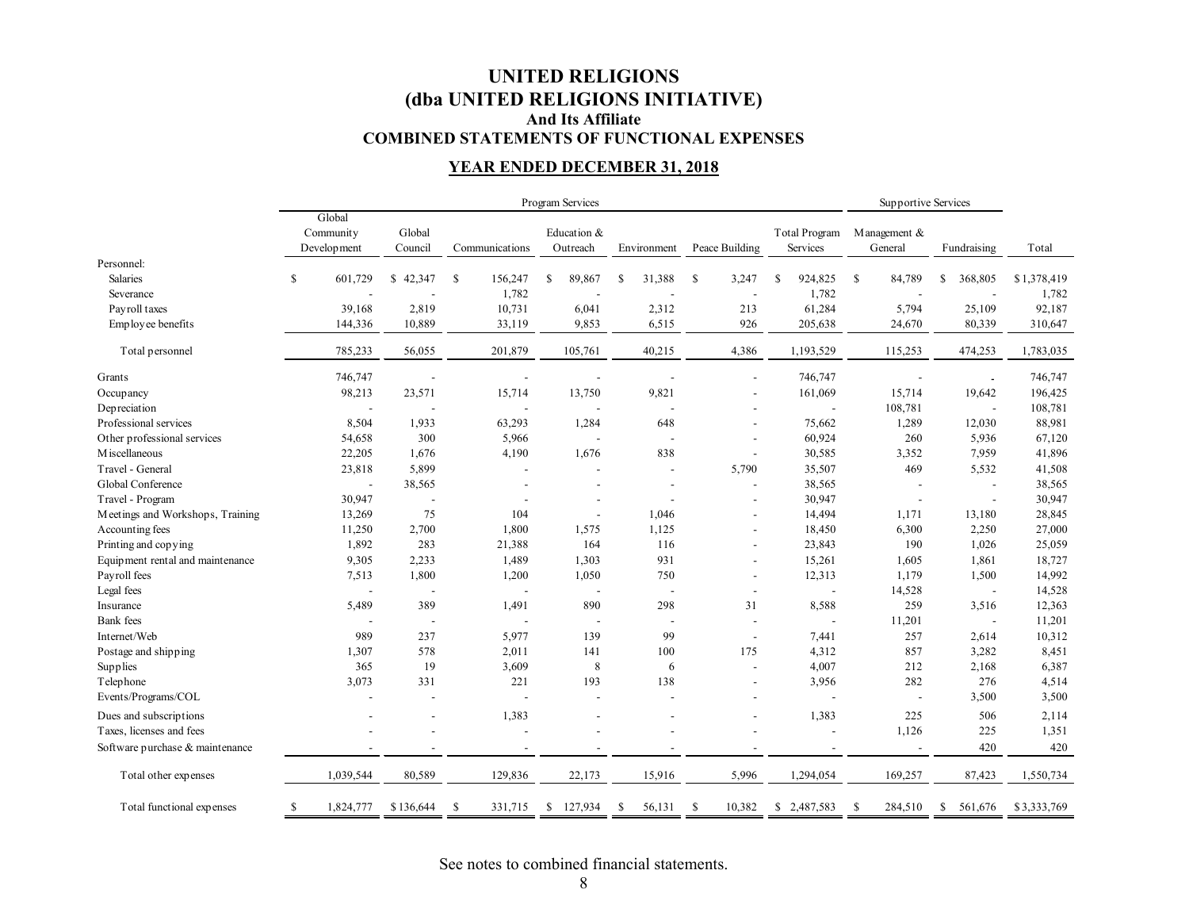# UNITED RELIGIONS
# (dba UNITED RELIGIONS INITIATIVE)
### And Its Affiliate
### COMBINED STATEMENTS OF FUNCTIONAL EXPENSES

### YEAR ENDED DECEMBER 31, 2018

| | Program Services | | | | | | | Supportive Services | | |
|---|---|---|---|---|---|---|---|---|---|---|
| | Global Community Development | Global Council | Communications | Education & Outreach | Environment | Peace Building | Total Program Services | Management & General | Fundraising | Total |
| Personnel: | | | | | | | | | | |
| Salaries | $ 601,729 | $ 42,347 | $ 156,247 | $ 89,867 | $ 31,388 | $ 3,247 | $ 924,825 | $ 84,789 | $ 368,805 | $ 1,378,419 |
| Severance | - | - | 1,782 | - | - | - | 1,782 | - | - | 1,782 |
| Payroll taxes | 39,168 | 2,819 | 10,731 | 6,041 | 2,312 | 213 | 61,284 | 5,794 | 25,109 | 92,187 |
| Employee benefits | 144,336 | 10,889 | 33,119 | 9,853 | 6,515 | 926 | 205,638 | 24,670 | 80,339 | 310,647 |
| Total personnel | 785,233 | 56,055 | 201,879 | 105,761 | 40,215 | 4,386 | 1,193,529 | 115,253 | 474,253 | 1,783,035 |
| Grants | 746,747 | - | - | - | - | - | 746,747 | - | - | 746,747 |
| Occupancy | 98,213 | 23,571 | 15,714 | 13,750 | 9,821 | - | 161,069 | 15,714 | 19,642 | 196,425 |
| Depreciation | - | - | - | - | - | - | - | 108,781 | - | 108,781 |
| Professional services | 8,504 | 1,933 | 63,293 | 1,284 | 648 | - | 75,662 | 1,289 | 12,030 | 88,981 |
| Other professional services | 54,658 | 300 | 5,966 | - | - | - | 60,924 | 260 | 5,936 | 67,120 |
| Miscellaneous | 22,205 | 1,676 | 4,190 | 1,676 | 838 | - | 30,585 | 3,352 | 7,959 | 41,896 |
| Travel - General | 23,818 | 5,899 | - | - | - | 5,790 | 35,507 | 469 | 5,532 | 41,508 |
| Global Conference | - | 38,565 | - | - | - | - | 38,565 | - | - | 38,565 |
| Travel - Program | 30,947 | - | - | - | - | - | 30,947 | - | - | 30,947 |
| Meetings and Workshops, Training | 13,269 | 75 | 104 | - | 1,046 | - | 14,494 | 1,171 | 13,180 | 28,845 |
| Accounting fees | 11,250 | 2,700 | 1,800 | 1,575 | 1,125 | - | 18,450 | 6,300 | 2,250 | 27,000 |
| Printing and copying | 1,892 | 283 | 21,388 | 164 | 116 | - | 23,843 | 190 | 1,026 | 25,059 |
| Equipment rental and maintenance | 9,305 | 2,233 | 1,489 | 1,303 | 931 | - | 15,261 | 1,605 | 1,861 | 18,727 |
| Payroll fees | 7,513 | 1,800 | 1,200 | 1,050 | 750 | - | 12,313 | 1,179 | 1,500 | 14,992 |
| Legal fees | - | - | - | - | - | - | - | 14,528 | - | 14,528 |
| Insurance | 5,489 | 389 | 1,491 | 890 | 298 | 31 | 8,588 | 259 | 3,516 | 12,363 |
| Bank fees | - | - | - | - | - | - | - | 11,201 | - | 11,201 |
| Internet/Web | 989 | 237 | 5,977 | 139 | 99 | - | 7,441 | 257 | 2,614 | 10,312 |
| Postage and shipping | 1,307 | 578 | 2,011 | 141 | 100 | 175 | 4,312 | 857 | 3,282 | 8,451 |
| Supplies | 365 | 19 | 3,609 | 8 | 6 | - | 4,007 | 212 | 2,168 | 6,387 |
| Telephone | 3,073 | 331 | 221 | 193 | 138 | - | 3,956 | 282 | 276 | 4,514 |
| Events/Programs/COL | - | - | - | - | - | - | - | - | 3,500 | 3,500 |
| Dues and subscriptions | - | - | 1,383 | - | - | - | 1,383 | 225 | 506 | 2,114 |
| Taxes, licenses and fees | - | - | - | - | - | - | - | 1,126 | 225 | 1,351 |
| Software purchase & maintenance | - | - | - | - | - | - | - | - | 420 | 420 |
| Total other expenses | 1,039,544 | 80,589 | 129,836 | 22,173 | 15,916 | 5,996 | 1,294,054 | 169,257 | 87,423 | 1,550,734 |
| Total functional expenses | $ 1,824,777 | $ 136,644 | $ 331,715 | $ 127,934 | $ 56,131 | $ 10,382 | $ 2,487,583 | $ 284,510 | $ 561,676 | $ 3,333,769 |

See notes to combined financial statements.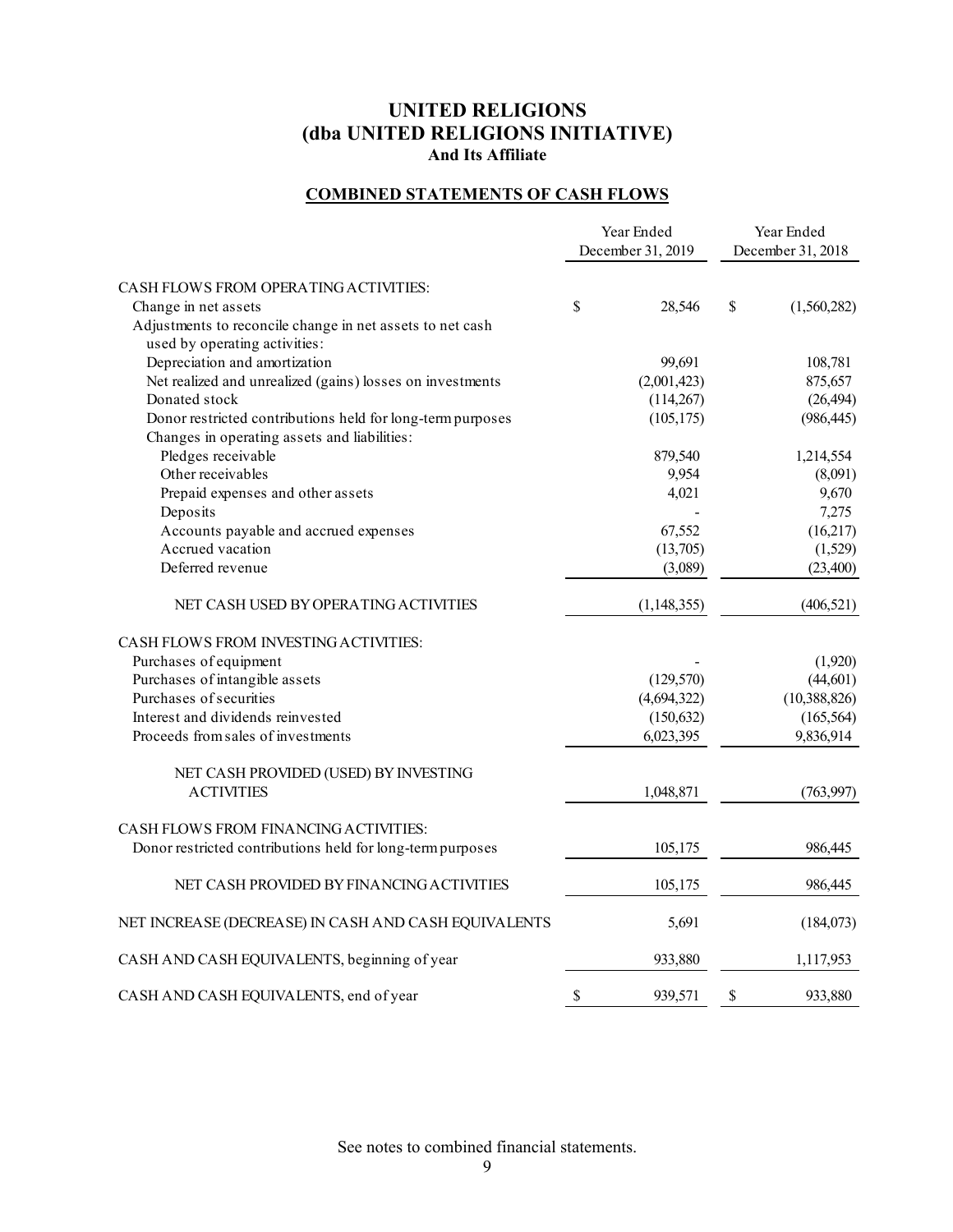# UNITED RELIGIONS
# (dba UNITED RELIGIONS INITIATIVE)
### And Its Affiliate

## COMBINED STATEMENTS OF CASH FLOWS

| | Year Ended December 31, 2019 | Year Ended December 31, 2018 |
|---|---|---|
| CASH FLOWS FROM OPERATING ACTIVITIES: | | |
| Change in net assets | $ 28,546 | $ (1,560,282) |
| Adjustments to reconcile change in net assets to net cash used by operating activities: | | |
| Depreciation and amortization | 99,691 | 108,781 |
| Net realized and unrealized (gains) losses on investments | (2,001,423) | 875,657 |
| Donated stock | (114,267) | (26,494) |
| Donor restricted contributions held for long-term purposes | (105,175) | (986,445) |
| Changes in operating assets and liabilities: | | |
| Pledges receivable | 879,540 | 1,214,554 |
| Other receivables | 9,954 | (8,091) |
| Prepaid expenses and other assets | 4,021 | 9,670 |
| Deposits | - | 7,275 |
| Accounts payable and accrued expenses | 67,552 | (16,217) |
| Accrued vacation | (13,705) | (1,529) |
| Deferred revenue | (3,089) | (23,400) |
| NET CASH USED BY OPERATING ACTIVITIES | (1,148,355) | (406,521) |
| CASH FLOWS FROM INVESTING ACTIVITIES: | | |
| Purchases of equipment | - | (1,920) |
| Purchases of intangible assets | (129,570) | (44,601) |
| Purchases of securities | (4,694,322) | (10,388,826) |
| Interest and dividends reinvested | (150,632) | (165,564) |
| Proceeds from sales of investments | 6,023,395 | 9,836,914 |
| NET CASH PROVIDED (USED) BY INVESTING ACTIVITIES | 1,048,871 | (763,997) |
| CASH FLOWS FROM FINANCING ACTIVITIES: | | |
| Donor restricted contributions held for long-term purposes | 105,175 | 986,445 |
| NET CASH PROVIDED BY FINANCING ACTIVITIES | 105,175 | 986,445 |
| NET INCREASE (DECREASE) IN CASH AND CASH EQUIVALENTS | 5,691 | (184,073) |
| CASH AND CASH EQUIVALENTS, beginning of year | 933,880 | 1,117,953 |
| CASH AND CASH EQUIVALENTS, end of year | $ 939,571 | $ 933,880 |

See notes to combined financial statements.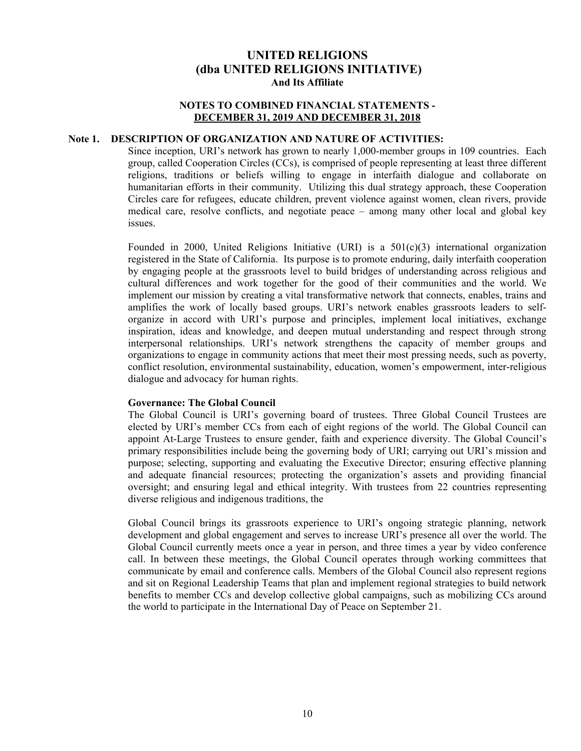# UNITED RELIGIONS
# (dba UNITED RELIGIONS INITIATIVE)
**And Its Affiliate**

**NOTES TO COMBINED FINANCIAL STATEMENTS -**
**DECEMBER 31, 2019 AND DECEMBER 31, 2018**

## Note 1. DESCRIPTION OF ORGANIZATION AND NATURE OF ACTIVITIES:

Since inception, URI's network has grown to nearly 1,000-member groups in 109 countries. Each group, called Cooperation Circles (CCs), is comprised of people representing at least three different religions, traditions or beliefs willing to engage in interfaith dialogue and collaborate on humanitarian efforts in their community. Utilizing this dual strategy approach, these Cooperation Circles care for refugees, educate children, prevent violence against women, clean rivers, provide medical care, resolve conflicts, and negotiate peace – among many other local and global key issues.

Founded in 2000, United Religions Initiative (URI) is a 501(c)(3) international organization registered in the State of California. Its purpose is to promote enduring, daily interfaith cooperation by engaging people at the grassroots level to build bridges of understanding across religious and cultural differences and work together for the good of their communities and the world. We implement our mission by creating a vital transformative network that connects, enables, trains and amplifies the work of locally based groups. URI's network enables grassroots leaders to self-organize in accord with URI's purpose and principles, implement local initiatives, exchange inspiration, ideas and knowledge, and deepen mutual understanding and respect through strong interpersonal relationships. URI's network strengthens the capacity of member groups and organizations to engage in community actions that meet their most pressing needs, such as poverty, conflict resolution, environmental sustainability, education, women's empowerment, inter-religious dialogue and advocacy for human rights.

**Governance: The Global Council**

The Global Council is URI's governing board of trustees. Three Global Council Trustees are elected by URI's member CCs from each of eight regions of the world. The Global Council can appoint At-Large Trustees to ensure gender, faith and experience diversity. The Global Council's primary responsibilities include being the governing body of URI; carrying out URI's mission and purpose; selecting, supporting and evaluating the Executive Director; ensuring effective planning and adequate financial resources; protecting the organization's assets and providing financial oversight; and ensuring legal and ethical integrity. With trustees from 22 countries representing diverse religious and indigenous traditions, the

Global Council brings its grassroots experience to URI's ongoing strategic planning, network development and global engagement and serves to increase URI's presence all over the world. The Global Council currently meets once a year in person, and three times a year by video conference call. In between these meetings, the Global Council operates through working committees that communicate by email and conference calls. Members of the Global Council also represent regions and sit on Regional Leadership Teams that plan and implement regional strategies to build network benefits to member CCs and develop collective global campaigns, such as mobilizing CCs around the world to participate in the International Day of Peace on September 21.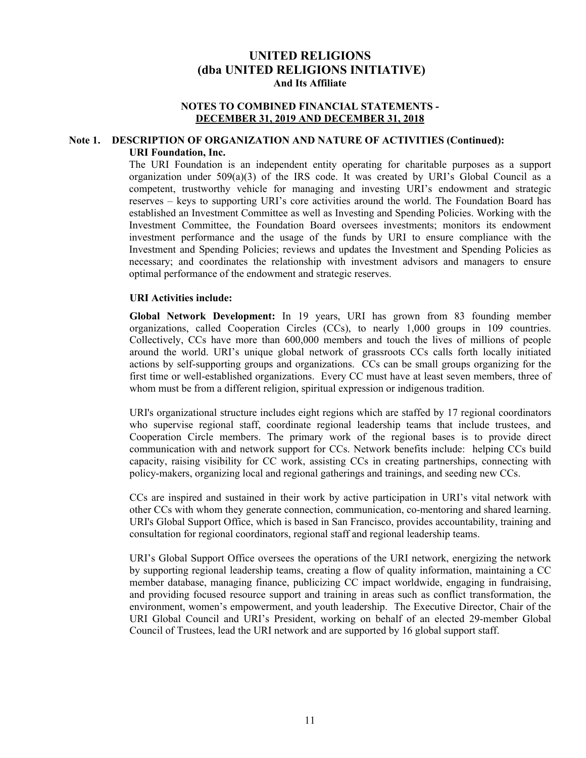# UNITED RELIGIONS
# (dba UNITED RELIGIONS INITIATIVE)
## And Its Affiliate

### NOTES TO COMBINED FINANCIAL STATEMENTS - DECEMBER 31, 2019 AND DECEMBER 31, 2018

### Note 1. DESCRIPTION OF ORGANIZATION AND NATURE OF ACTIVITIES (Continued):

**URI Foundation, Inc.**

The URI Foundation is an independent entity operating for charitable purposes as a support organization under 509(a)(3) of the IRS code. It was created by URI's Global Council as a competent, trustworthy vehicle for managing and investing URI's endowment and strategic reserves – keys to supporting URI's core activities around the world. The Foundation Board has established an Investment Committee as well as Investing and Spending Policies. Working with the Investment Committee, the Foundation Board oversees investments; monitors its endowment investment performance and the usage of the funds by URI to ensure compliance with the Investment and Spending Policies; reviews and updates the Investment and Spending Policies as necessary; and coordinates the relationship with investment advisors and managers to ensure optimal performance of the endowment and strategic reserves.

**URI Activities include:**

**Global Network Development:** In 19 years, URI has grown from 83 founding member organizations, called Cooperation Circles (CCs), to nearly 1,000 groups in 109 countries. Collectively, CCs have more than 600,000 members and touch the lives of millions of people around the world. URI's unique global network of grassroots CCs calls forth locally initiated actions by self-supporting groups and organizations. CCs can be small groups organizing for the first time or well-established organizations. Every CC must have at least seven members, three of whom must be from a different religion, spiritual expression or indigenous tradition.

URI's organizational structure includes eight regions which are staffed by 17 regional coordinators who supervise regional staff, coordinate regional leadership teams that include trustees, and Cooperation Circle members. The primary work of the regional bases is to provide direct communication with and network support for CCs. Network benefits include: helping CCs build capacity, raising visibility for CC work, assisting CCs in creating partnerships, connecting with policy-makers, organizing local and regional gatherings and trainings, and seeding new CCs.

CCs are inspired and sustained in their work by active participation in URI's vital network with other CCs with whom they generate connection, communication, co-mentoring and shared learning. URI's Global Support Office, which is based in San Francisco, provides accountability, training and consultation for regional coordinators, regional staff and regional leadership teams.

URI's Global Support Office oversees the operations of the URI network, energizing the network by supporting regional leadership teams, creating a flow of quality information, maintaining a CC member database, managing finance, publicizing CC impact worldwide, engaging in fundraising, and providing focused resource support and training in areas such as conflict transformation, the environment, women's empowerment, and youth leadership. The Executive Director, Chair of the URI Global Council and URI's President, working on behalf of an elected 29-member Global Council of Trustees, lead the URI network and are supported by 16 global support staff.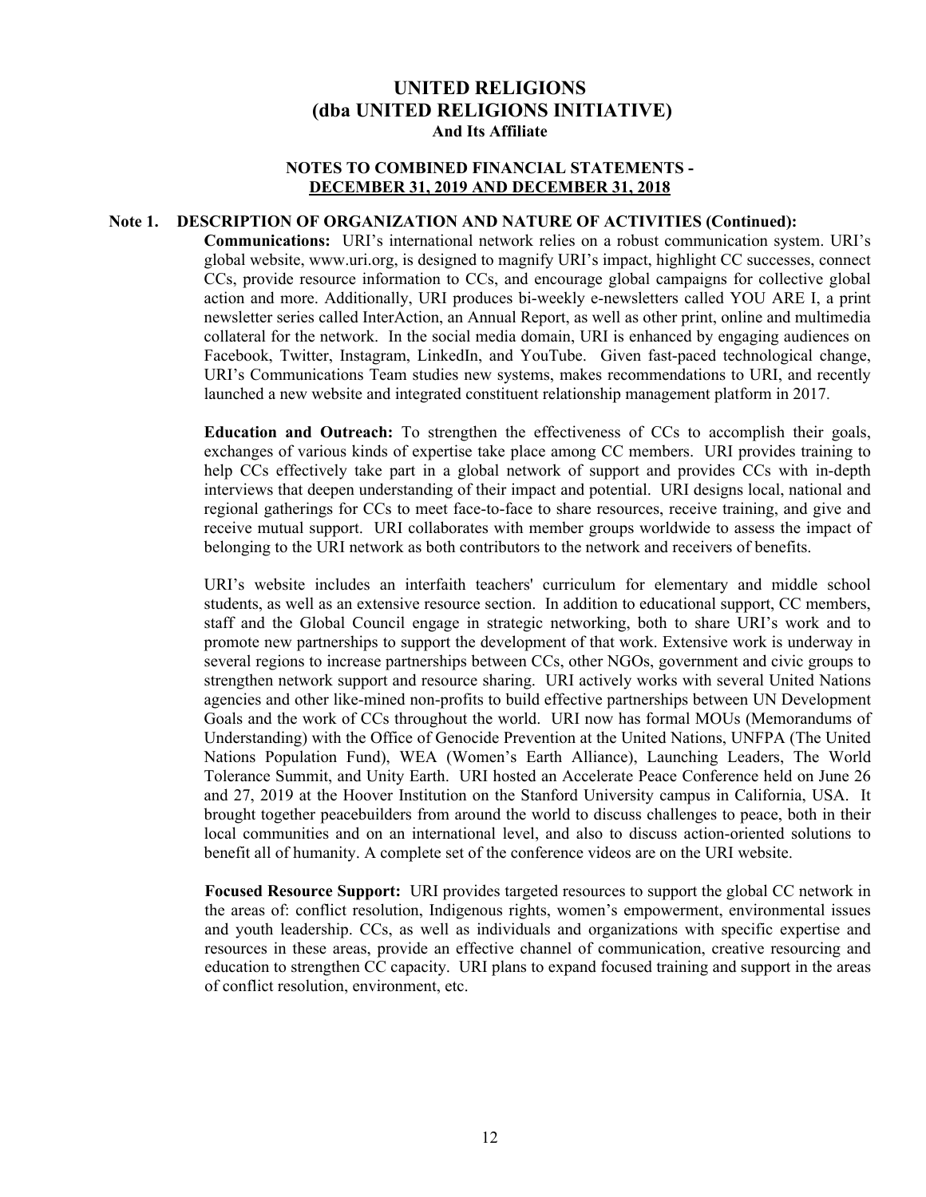# UNITED RELIGIONS
# (dba UNITED RELIGIONS INITIATIVE)
### And Its Affiliate

### NOTES TO COMBINED FINANCIAL STATEMENTS - DECEMBER 31, 2019 AND DECEMBER 31, 2018

**Note 1. DESCRIPTION OF ORGANIZATION AND NATURE OF ACTIVITIES (Continued):**

**Communications:** URI's international network relies on a robust communication system. URI's global website, www.uri.org, is designed to magnify URI's impact, highlight CC successes, connect CCs, provide resource information to CCs, and encourage global campaigns for collective global action and more. Additionally, URI produces bi-weekly e-newsletters called YOU ARE I, a print newsletter series called InterAction, an Annual Report, as well as other print, online and multimedia collateral for the network. In the social media domain, URI is enhanced by engaging audiences on Facebook, Twitter, Instagram, LinkedIn, and YouTube. Given fast-paced technological change, URI's Communications Team studies new systems, makes recommendations to URI, and recently launched a new website and integrated constituent relationship management platform in 2017.

**Education and Outreach:** To strengthen the effectiveness of CCs to accomplish their goals, exchanges of various kinds of expertise take place among CC members. URI provides training to help CCs effectively take part in a global network of support and provides CCs with in-depth interviews that deepen understanding of their impact and potential. URI designs local, national and regional gatherings for CCs to meet face-to-face to share resources, receive training, and give and receive mutual support. URI collaborates with member groups worldwide to assess the impact of belonging to the URI network as both contributors to the network and receivers of benefits.

URI's website includes an interfaith teachers' curriculum for elementary and middle school students, as well as an extensive resource section. In addition to educational support, CC members, staff and the Global Council engage in strategic networking, both to share URI's work and to promote new partnerships to support the development of that work. Extensive work is underway in several regions to increase partnerships between CCs, other NGOs, government and civic groups to strengthen network support and resource sharing. URI actively works with several United Nations agencies and other like-mined non-profits to build effective partnerships between UN Development Goals and the work of CCs throughout the world. URI now has formal MOUs (Memorandums of Understanding) with the Office of Genocide Prevention at the United Nations, UNFPA (The United Nations Population Fund), WEA (Women's Earth Alliance), Launching Leaders, The World Tolerance Summit, and Unity Earth. URI hosted an Accelerate Peace Conference held on June 26 and 27, 2019 at the Hoover Institution on the Stanford University campus in California, USA. It brought together peacebuilders from around the world to discuss challenges to peace, both in their local communities and on an international level, and also to discuss action-oriented solutions to benefit all of humanity. A complete set of the conference videos are on the URI website.

**Focused Resource Support:** URI provides targeted resources to support the global CC network in the areas of: conflict resolution, Indigenous rights, women's empowerment, environmental issues and youth leadership. CCs, as well as individuals and organizations with specific expertise and resources in these areas, provide an effective channel of communication, creative resourcing and education to strengthen CC capacity. URI plans to expand focused training and support in the areas of conflict resolution, environment, etc.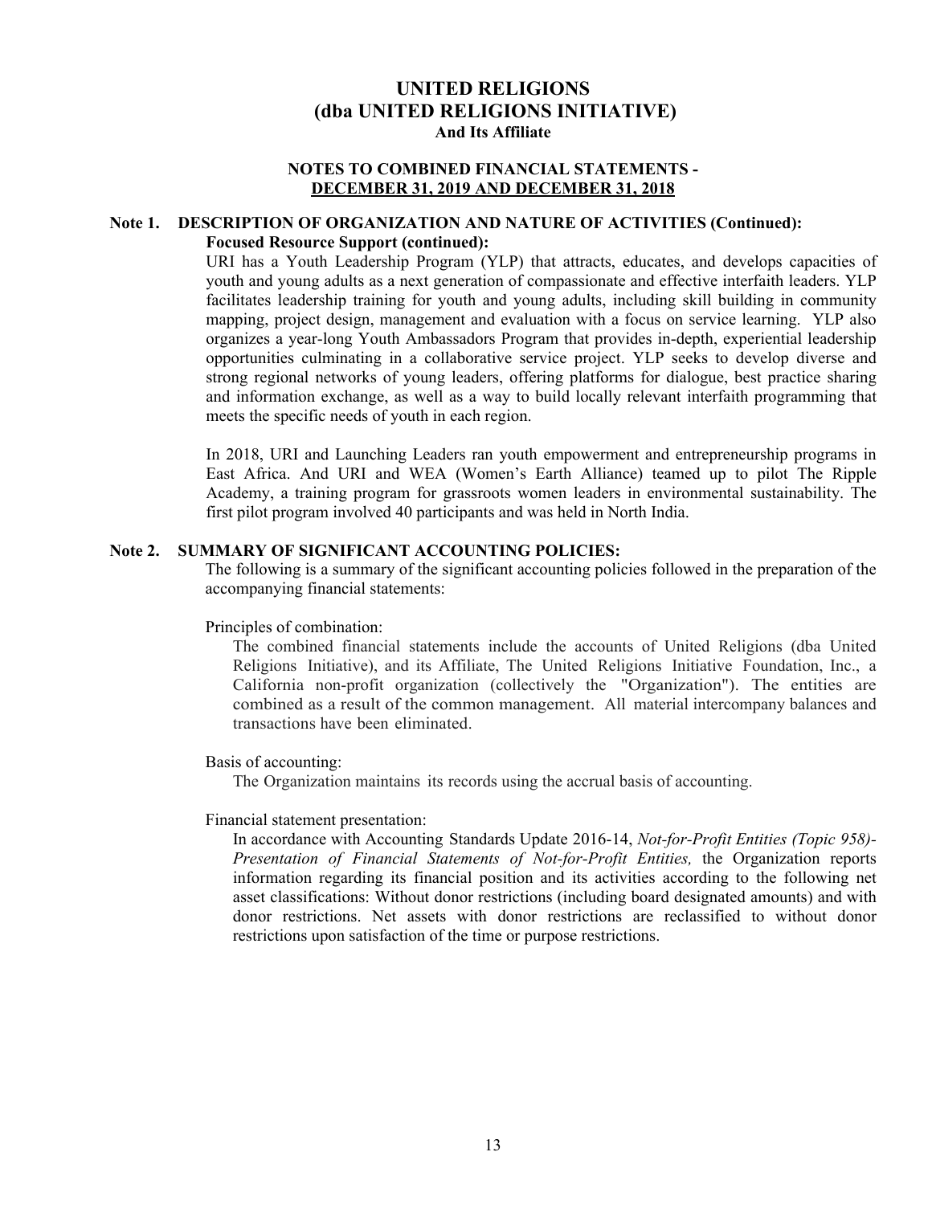# UNITED RELIGIONS
# (dba UNITED RELIGIONS INITIATIVE)
### And Its Affiliate

### NOTES TO COMBINED FINANCIAL STATEMENTS - DECEMBER 31, 2019 AND DECEMBER 31, 2018

## Note 1. DESCRIPTION OF ORGANIZATION AND NATURE OF ACTIVITIES (Continued):

**Focused Resource Support (continued):**

URI has a Youth Leadership Program (YLP) that attracts, educates, and develops capacities of youth and young adults as a next generation of compassionate and effective interfaith leaders. YLP facilitates leadership training for youth and young adults, including skill building in community mapping, project design, management and evaluation with a focus on service learning. YLP also organizes a year-long Youth Ambassadors Program that provides in-depth, experiential leadership opportunities culminating in a collaborative service project. YLP seeks to develop diverse and strong regional networks of young leaders, offering platforms for dialogue, best practice sharing and information exchange, as well as a way to build locally relevant interfaith programming that meets the specific needs of youth in each region.

In 2018, URI and Launching Leaders ran youth empowerment and entrepreneurship programs in East Africa. And URI and WEA (Women's Earth Alliance) teamed up to pilot The Ripple Academy, a training program for grassroots women leaders in environmental sustainability. The first pilot program involved 40 participants and was held in North India.

## Note 2. SUMMARY OF SIGNIFICANT ACCOUNTING POLICIES:

The following is a summary of the significant accounting policies followed in the preparation of the accompanying financial statements:

Principles of combination:

The combined financial statements include the accounts of United Religions (dba United Religions Initiative), and its Affiliate, The United Religions Initiative Foundation, Inc., a California non-profit organization (collectively the "Organization"). The entities are combined as a result of the common management. All material intercompany balances and transactions have been eliminated.

Basis of accounting:

The Organization maintains its records using the accrual basis of accounting.

Financial statement presentation:

In accordance with Accounting Standards Update 2016-14, *Not-for-Profit Entities (Topic 958)-Presentation of Financial Statements of Not-for-Profit Entities,* the Organization reports information regarding its financial position and its activities according to the following net asset classifications: Without donor restrictions (including board designated amounts) and with donor restrictions. Net assets with donor restrictions are reclassified to without donor restrictions upon satisfaction of the time or purpose restrictions.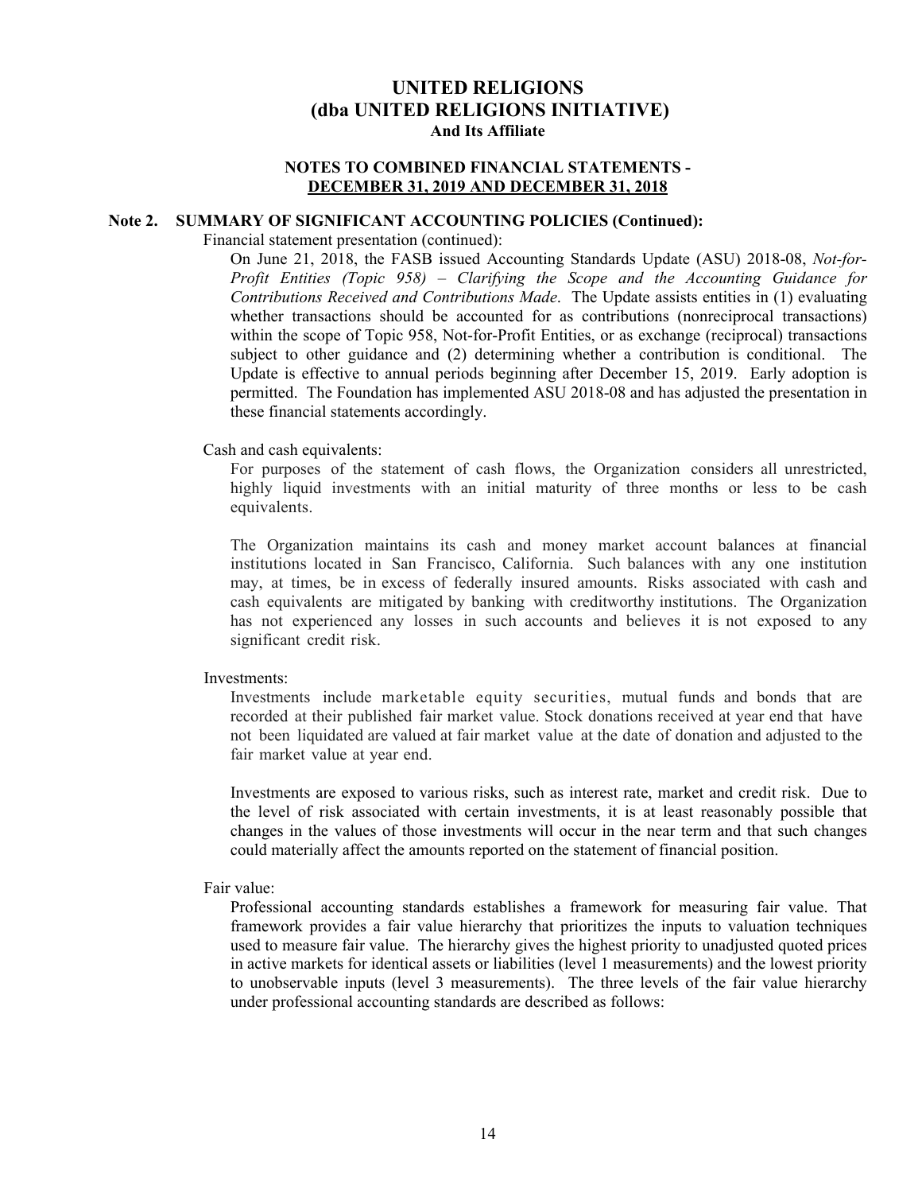# UNITED RELIGIONS
## (dba UNITED RELIGIONS INITIATIVE)
### And Its Affiliate

### NOTES TO COMBINED FINANCIAL STATEMENTS - DECEMBER 31, 2019 AND DECEMBER 31, 2018

**Note 2. SUMMARY OF SIGNIFICANT ACCOUNTING POLICIES (Continued):**

Financial statement presentation (continued):

On June 21, 2018, the FASB issued Accounting Standards Update (ASU) 2018-08, *Not-for-Profit Entities (Topic 958) – Clarifying the Scope and the Accounting Guidance for Contributions Received and Contributions Made*. The Update assists entities in (1) evaluating whether transactions should be accounted for as contributions (nonreciprocal transactions) within the scope of Topic 958, Not-for-Profit Entities, or as exchange (reciprocal) transactions subject to other guidance and (2) determining whether a contribution is conditional. The Update is effective to annual periods beginning after December 15, 2019. Early adoption is permitted. The Foundation has implemented ASU 2018-08 and has adjusted the presentation in these financial statements accordingly.

Cash and cash equivalents:

For purposes of the statement of cash flows, the Organization considers all unrestricted, highly liquid investments with an initial maturity of three months or less to be cash equivalents.

The Organization maintains its cash and money market account balances at financial institutions located in San Francisco, California. Such balances with any one institution may, at times, be in excess of federally insured amounts. Risks associated with cash and cash equivalents are mitigated by banking with creditworthy institutions. The Organization has not experienced any losses in such accounts and believes it is not exposed to any significant credit risk.

Investments:

Investments include marketable equity securities, mutual funds and bonds that are recorded at their published fair market value. Stock donations received at year end that have not been liquidated are valued at fair market value at the date of donation and adjusted to the fair market value at year end.

Investments are exposed to various risks, such as interest rate, market and credit risk. Due to the level of risk associated with certain investments, it is at least reasonably possible that changes in the values of those investments will occur in the near term and that such changes could materially affect the amounts reported on the statement of financial position.

Fair value:

Professional accounting standards establishes a framework for measuring fair value. That framework provides a fair value hierarchy that prioritizes the inputs to valuation techniques used to measure fair value. The hierarchy gives the highest priority to unadjusted quoted prices in active markets for identical assets or liabilities (level 1 measurements) and the lowest priority to unobservable inputs (level 3 measurements). The three levels of the fair value hierarchy under professional accounting standards are described as follows: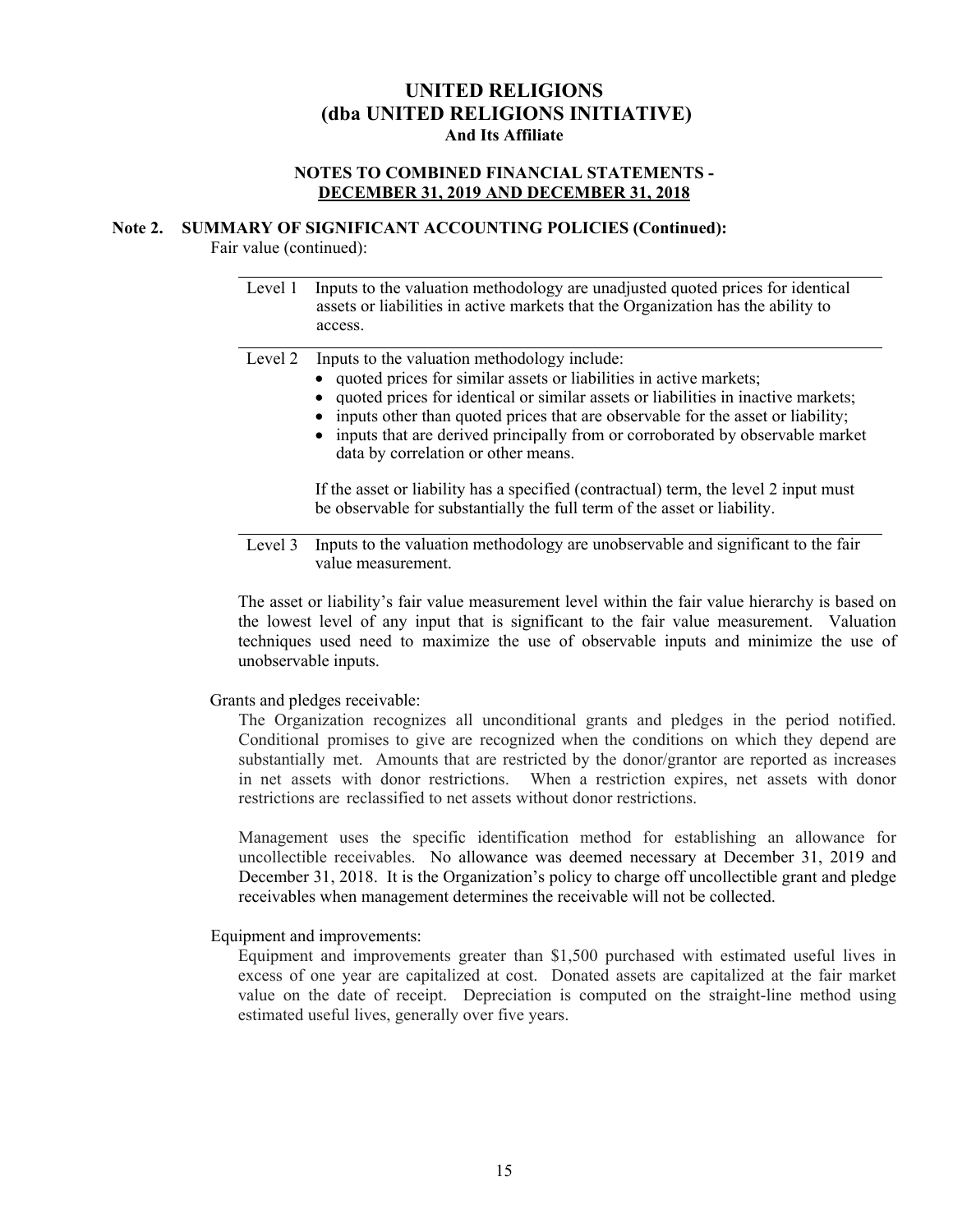# UNITED RELIGIONS
# (dba UNITED RELIGIONS INITIATIVE)
### And Its Affiliate

### NOTES TO COMBINED FINANCIAL STATEMENTS - DECEMBER 31, 2019 AND DECEMBER 31, 2018

## Note 2. SUMMARY OF SIGNIFICANT ACCOUNTING POLICIES (Continued):

Fair value (continued):

| Level | Description |
|---|---|
| Level 1 | Inputs to the valuation methodology are unadjusted quoted prices for identical assets or liabilities in active markets that the Organization has the ability to access. |
| Level 2 | Inputs to the valuation methodology include: • quoted prices for similar assets or liabilities in active markets; • quoted prices for identical or similar assets or liabilities in inactive markets; • inputs other than quoted prices that are observable for the asset or liability; • inputs that are derived principally from or corroborated by observable market data by correlation or other means. If the asset or liability has a specified (contractual) term, the level 2 input must be observable for substantially the full term of the asset or liability. |
| Level 3 | Inputs to the valuation methodology are unobservable and significant to the fair value measurement. |

The asset or liability's fair value measurement level within the fair value hierarchy is based on the lowest level of any input that is significant to the fair value measurement. Valuation techniques used need to maximize the use of observable inputs and minimize the use of unobservable inputs.

Grants and pledges receivable:

The Organization recognizes all unconditional grants and pledges in the period notified. Conditional promises to give are recognized when the conditions on which they depend are substantially met. Amounts that are restricted by the donor/grantor are reported as increases in net assets with donor restrictions. When a restriction expires, net assets with donor restrictions are reclassified to net assets without donor restrictions.

Management uses the specific identification method for establishing an allowance for uncollectible receivables. No allowance was deemed necessary at December 31, 2019 and December 31, 2018. It is the Organization's policy to charge off uncollectible grant and pledge receivables when management determines the receivable will not be collected.

Equipment and improvements:

Equipment and improvements greater than $1,500 purchased with estimated useful lives in excess of one year are capitalized at cost. Donated assets are capitalized at the fair market value on the date of receipt. Depreciation is computed on the straight-line method using estimated useful lives, generally over five years.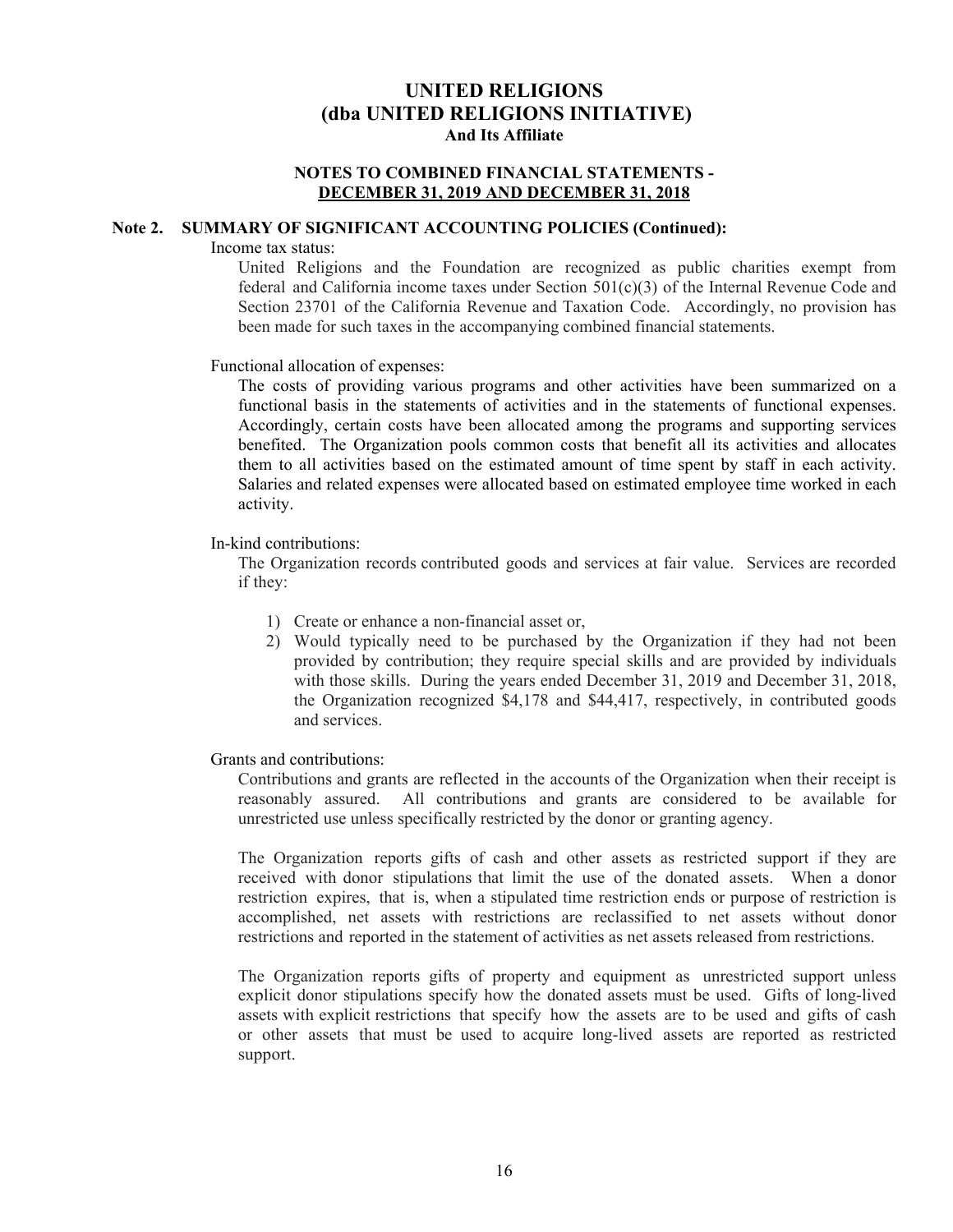# UNITED RELIGIONS
# (dba UNITED RELIGIONS INITIATIVE)
### And Its Affiliate

### NOTES TO COMBINED FINANCIAL STATEMENTS - DECEMBER 31, 2019 AND DECEMBER 31, 2018

## Note 2. SUMMARY OF SIGNIFICANT ACCOUNTING POLICIES (Continued):

Income tax status:

United Religions and the Foundation are recognized as public charities exempt from federal and California income taxes under Section 501(c)(3) of the Internal Revenue Code and Section 23701 of the California Revenue and Taxation Code. Accordingly, no provision has been made for such taxes in the accompanying combined financial statements.

Functional allocation of expenses:

The costs of providing various programs and other activities have been summarized on a functional basis in the statements of activities and in the statements of functional expenses. Accordingly, certain costs have been allocated among the programs and supporting services benefited. The Organization pools common costs that benefit all its activities and allocates them to all activities based on the estimated amount of time spent by staff in each activity. Salaries and related expenses were allocated based on estimated employee time worked in each activity.

In-kind contributions:

The Organization records contributed goods and services at fair value. Services are recorded if they:

1) Create or enhance a non-financial asset or,
2) Would typically need to be purchased by the Organization if they had not been provided by contribution; they require special skills and are provided by individuals with those skills. During the years ended December 31, 2019 and December 31, 2018, the Organization recognized $4,178 and $44,417, respectively, in contributed goods and services.

Grants and contributions:

Contributions and grants are reflected in the accounts of the Organization when their receipt is reasonably assured. All contributions and grants are considered to be available for unrestricted use unless specifically restricted by the donor or granting agency.

The Organization reports gifts of cash and other assets as restricted support if they are received with donor stipulations that limit the use of the donated assets. When a donor restriction expires, that is, when a stipulated time restriction ends or purpose of restriction is accomplished, net assets with restrictions are reclassified to net assets without donor restrictions and reported in the statement of activities as net assets released from restrictions.

The Organization reports gifts of property and equipment as unrestricted support unless explicit donor stipulations specify how the donated assets must be used. Gifts of long-lived assets with explicit restrictions that specify how the assets are to be used and gifts of cash or other assets that must be used to acquire long-lived assets are reported as restricted support.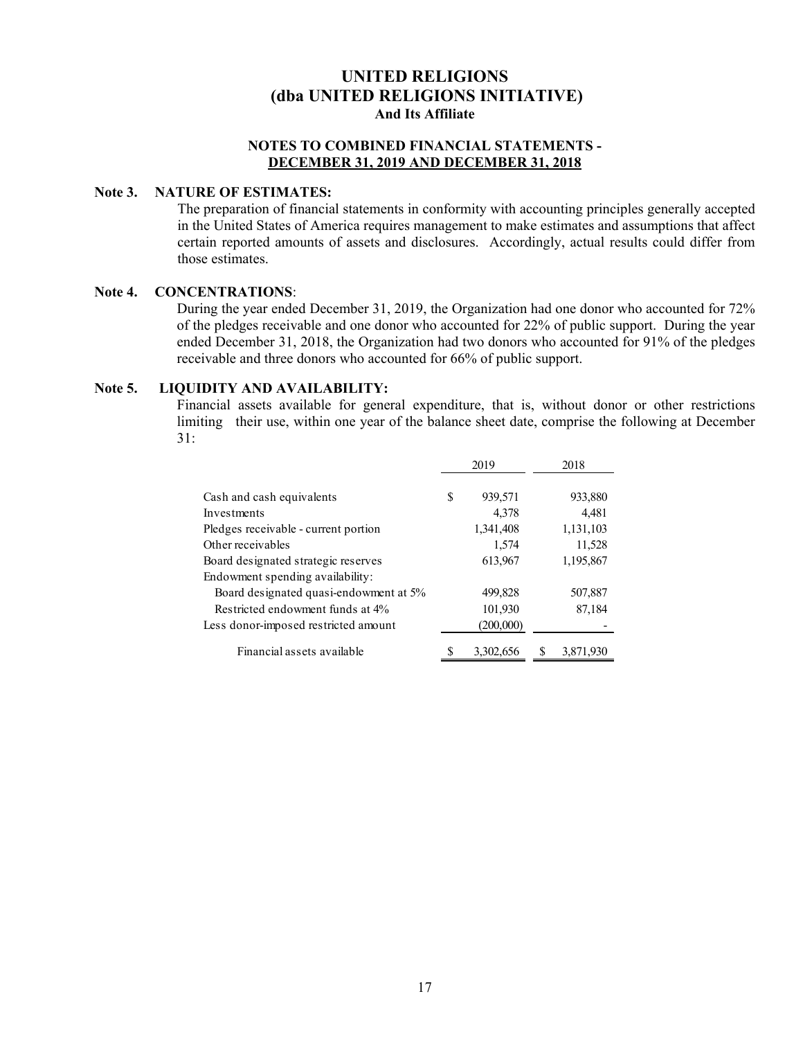# UNITED RELIGIONS
# (dba UNITED RELIGIONS INITIATIVE)
### And Its Affiliate

### NOTES TO COMBINED FINANCIAL STATEMENTS - DECEMBER 31, 2019 AND DECEMBER 31, 2018

**Note 3. NATURE OF ESTIMATES:**

The preparation of financial statements in conformity with accounting principles generally accepted in the United States of America requires management to make estimates and assumptions that affect certain reported amounts of assets and disclosures. Accordingly, actual results could differ from those estimates.

**Note 4. CONCENTRATIONS**:

During the year ended December 31, 2019, the Organization had one donor who accounted for 72% of the pledges receivable and one donor who accounted for 22% of public support. During the year ended December 31, 2018, the Organization had two donors who accounted for 91% of the pledges receivable and three donors who accounted for 66% of public support.

**Note 5. LIQUIDITY AND AVAILABILITY:**

Financial assets available for general expenditure, that is, without donor or other restrictions limiting their use, within one year of the balance sheet date, comprise the following at December 31:

| | 2019 | 2018 |
|---|---|---|
| Cash and cash equivalents | $ 939,571 | 933,880 |
| Investments | 4,378 | 4,481 |
| Pledges receivable - current portion | 1,341,408 | 1,131,103 |
| Other receivables | 1,574 | 11,528 |
| Board designated strategic reserves | 613,967 | 1,195,867 |
| Endowment spending availability: | | |
| Board designated quasi-endowment at 5% | 499,828 | 507,887 |
| Restricted endowment funds at 4% | 101,930 | 87,184 |
| Less donor-imposed restricted amount | (200,000) | - |
| Financial assets available | $ 3,302,656 | $ 3,871,930 |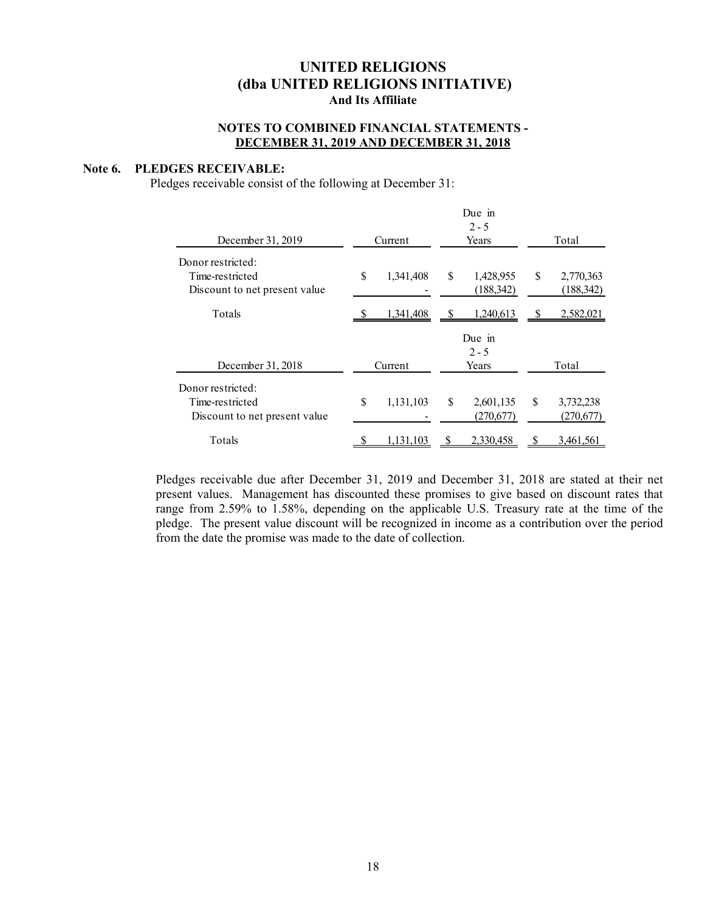# UNITED RELIGIONS
# (dba UNITED RELIGIONS INITIATIVE)
### And Its Affiliate

### NOTES TO COMBINED FINANCIAL STATEMENTS - DECEMBER 31, 2019 AND DECEMBER 31, 2018

## Note 6. PLEDGES RECEIVABLE:

Pledges receivable consist of the following at December 31:

| December 31, 2019 | Current | Due in 2 - 5 Years | Total |
|---|---|---|---|
| Donor restricted: | | | |
| Time-restricted | $ 1,341,408 | $ 1,428,955 | $ 2,770,363 |
| Discount to net present value | - | (188,342) | (188,342) |
| Totals | $ 1,341,408 | $ 1,240,613 | $ 2,582,021 |

| December 31, 2018 | Current | Due in 2 - 5 Years | Total |
|---|---|---|---|
| Donor restricted: | | | |
| Time-restricted | $ 1,131,103 | $ 2,601,135 | $ 3,732,238 |
| Discount to net present value | - | (270,677) | (270,677) |
| Totals | $ 1,131,103 | $ 2,330,458 | $ 3,461,561 |

Pledges receivable due after December 31, 2019 and December 31, 2018 are stated at their net present values. Management has discounted these promises to give based on discount rates that range from 2.59% to 1.58%, depending on the applicable U.S. Treasury rate at the time of the pledge. The present value discount will be recognized in income as a contribution over the period from the date the promise was made to the date of collection.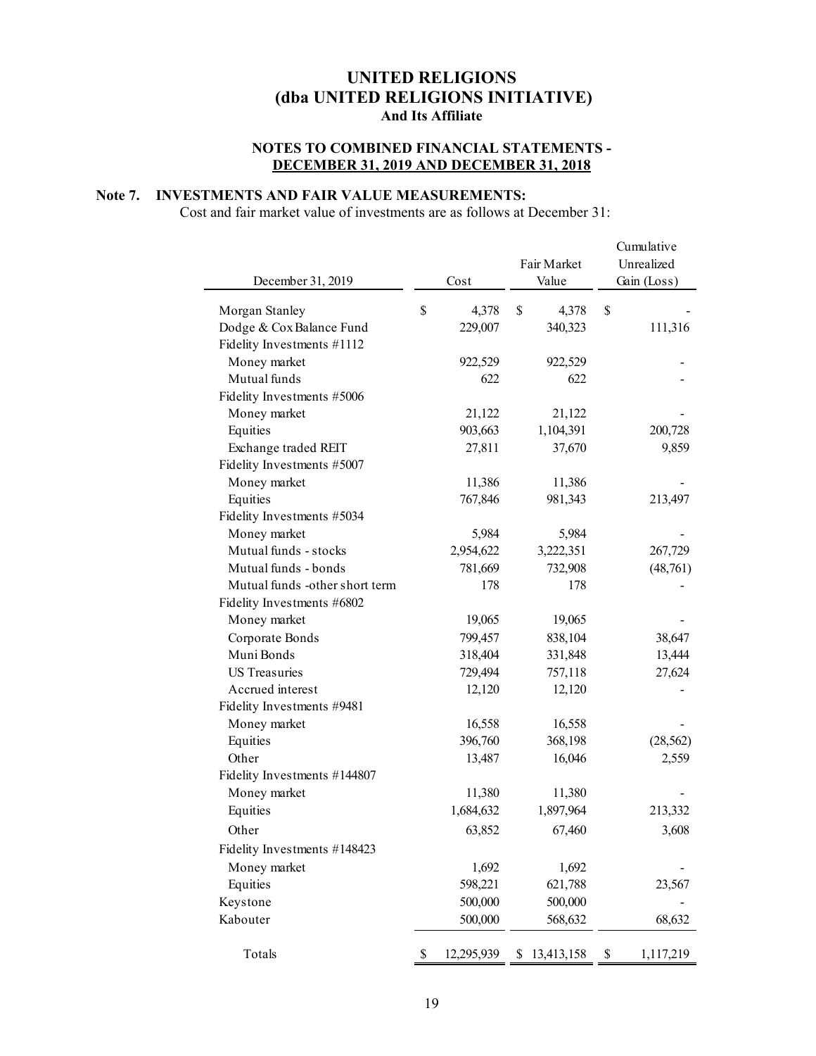# UNITED RELIGIONS
# (dba UNITED RELIGIONS INITIATIVE)
### And Its Affiliate

### NOTES TO COMBINED FINANCIAL STATEMENTS - DECEMBER 31, 2019 AND DECEMBER 31, 2018

## Note 7. INVESTMENTS AND FAIR VALUE MEASUREMENTS:

Cost and fair market value of investments are as follows at December 31:

| December 31, 2019 | Cost | Fair Market Value | Cumulative Unrealized Gain (Loss) |
|---|---|---|---|
| Morgan Stanley | $ 4,378 | $ 4,378 | $ - |
| Dodge & Cox Balance Fund | 229,007 | 340,323 | 111,316 |
| Fidelity Investments #1112 | | | |
| Money market | 922,529 | 922,529 | - |
| Mutual funds | 622 | 622 | - |
| Fidelity Investments #5006 | | | |
| Money market | 21,122 | 21,122 | - |
| Equities | 903,663 | 1,104,391 | 200,728 |
| Exchange traded REIT | 27,811 | 37,670 | 9,859 |
| Fidelity Investments #5007 | | | |
| Money market | 11,386 | 11,386 | - |
| Equities | 767,846 | 981,343 | 213,497 |
| Fidelity Investments #5034 | | | |
| Money market | 5,984 | 5,984 | - |
| Mutual funds - stocks | 2,954,622 | 3,222,351 | 267,729 |
| Mutual funds - bonds | 781,669 | 732,908 | (48,761) |
| Mutual funds -other short term | 178 | 178 | - |
| Fidelity Investments #6802 | | | |
| Money market | 19,065 | 19,065 | - |
| Corporate Bonds | 799,457 | 838,104 | 38,647 |
| Muni Bonds | 318,404 | 331,848 | 13,444 |
| US Treasuries | 729,494 | 757,118 | 27,624 |
| Accrued interest | 12,120 | 12,120 | - |
| Fidelity Investments #9481 | | | |
| Money market | 16,558 | 16,558 | - |
| Equities | 396,760 | 368,198 | (28,562) |
| Other | 13,487 | 16,046 | 2,559 |
| Fidelity Investments #144807 | | | |
| Money market | 11,380 | 11,380 | - |
| Equities | 1,684,632 | 1,897,964 | 213,332 |
| Other | 63,852 | 67,460 | 3,608 |
| Fidelity Investments #148423 | | | |
| Money market | 1,692 | 1,692 | - |
| Equities | 598,221 | 621,788 | 23,567 |
| Keystone | 500,000 | 500,000 | - |
| Kabouter | 500,000 | 568,632 | 68,632 |
| Totals | $ 12,295,939 | $ 13,413,158 | $ 1,117,219 |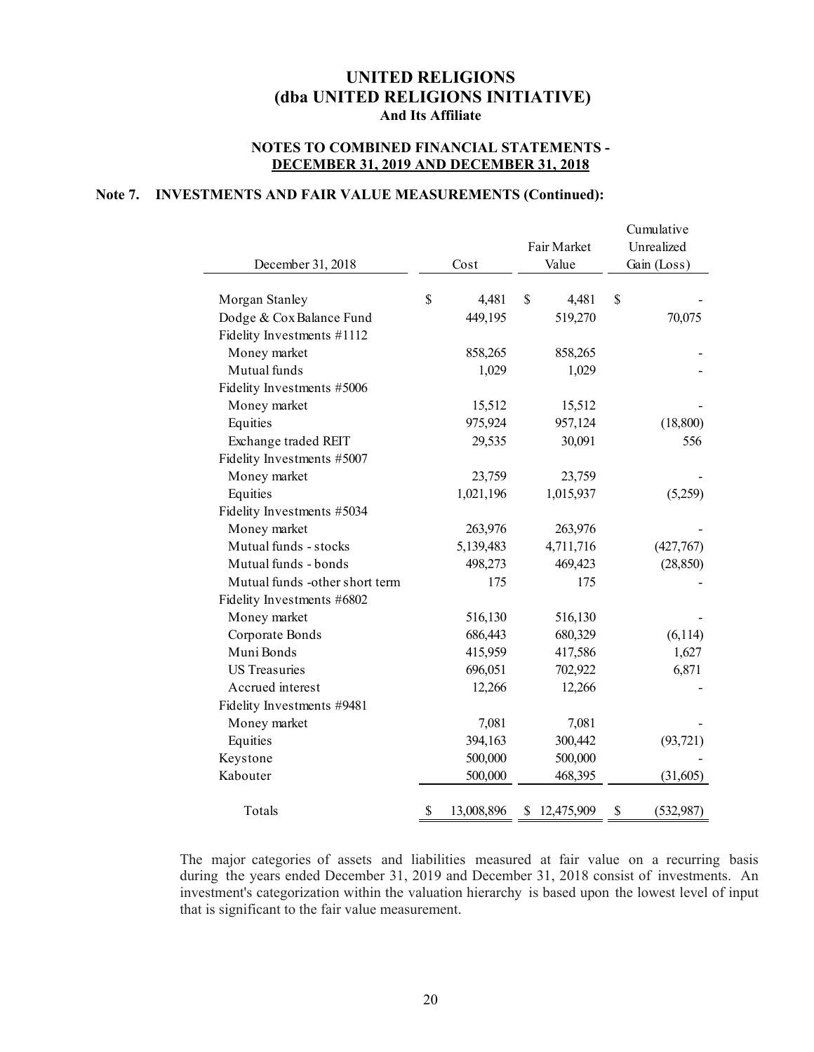# UNITED RELIGIONS
## (dba UNITED RELIGIONS INITIATIVE)
### And Its Affiliate

### NOTES TO COMBINED FINANCIAL STATEMENTS - DECEMBER 31, 2019 AND DECEMBER 31, 2018

### Note 7. INVESTMENTS AND FAIR VALUE MEASUREMENTS (Continued):

| December 31, 2018 | Cost | Fair Market Value | Cumulative Unrealized Gain (Loss) |
|---|---|---|---|
| Morgan Stanley | $ 4,481 | $ 4,481 | $ - |
| Dodge & Cox Balance Fund | 449,195 | 519,270 | 70,075 |
| Fidelity Investments #1112 | | | |
| Money market | 858,265 | 858,265 | - |
| Mutual funds | 1,029 | 1,029 | - |
| Fidelity Investments #5006 | | | |
| Money market | 15,512 | 15,512 | - |
| Equities | 975,924 | 957,124 | (18,800) |
| Exchange traded REIT | 29,535 | 30,091 | 556 |
| Fidelity Investments #5007 | | | |
| Money market | 23,759 | 23,759 | - |
| Equities | 1,021,196 | 1,015,937 | (5,259) |
| Fidelity Investments #5034 | | | |
| Money market | 263,976 | 263,976 | - |
| Mutual funds - stocks | 5,139,483 | 4,711,716 | (427,767) |
| Mutual funds - bonds | 498,273 | 469,423 | (28,850) |
| Mutual funds -other short term | 175 | 175 | - |
| Fidelity Investments #6802 | | | |
| Money market | 516,130 | 516,130 | - |
| Corporate Bonds | 686,443 | 680,329 | (6,114) |
| Muni Bonds | 415,959 | 417,586 | 1,627 |
| US Treasuries | 696,051 | 702,922 | 6,871 |
| Accrued interest | 12,266 | 12,266 | - |
| Fidelity Investments #9481 | | | |
| Money market | 7,081 | 7,081 | - |
| Equities | 394,163 | 300,442 | (93,721) |
| Keystone | 500,000 | 500,000 | - |
| Kabouter | 500,000 | 468,395 | (31,605) |
| Totals | $ 13,008,896 | $ 12,475,909 | $ (532,987) |

The major categories of assets and liabilities measured at fair value on a recurring basis during the years ended December 31, 2019 and December 31, 2018 consist of investments. An investment's categorization within the valuation hierarchy is based upon the lowest level of input that is significant to the fair value measurement.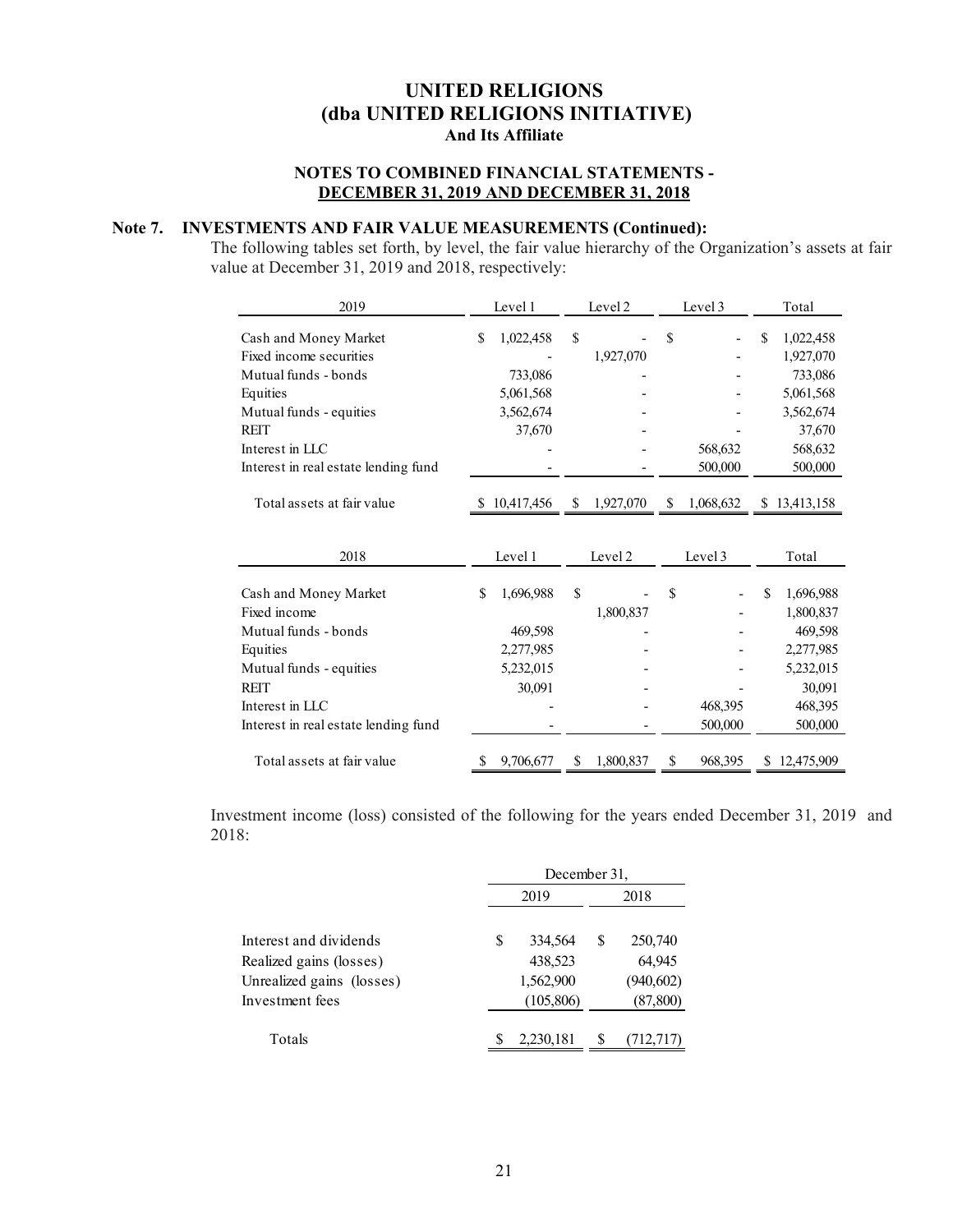# UNITED RELIGIONS
# (dba UNITED RELIGIONS INITIATIVE)
### And Its Affiliate

### NOTES TO COMBINED FINANCIAL STATEMENTS - DECEMBER 31, 2019 AND DECEMBER 31, 2018

## Note 7. INVESTMENTS AND FAIR VALUE MEASUREMENTS (Continued):

The following tables set forth, by level, the fair value hierarchy of the Organization's assets at fair value at December 31, 2019 and 2018, respectively:

| 2019 | Level 1 | Level 2 | Level 3 | Total |
|---|---|---|---|---|
| Cash and Money Market | $ 1,022,458 | $ - | $ - | $ 1,022,458 |
| Fixed income securities | - | 1,927,070 | - | 1,927,070 |
| Mutual funds - bonds | 733,086 | - | - | 733,086 |
| Equities | 5,061,568 | - | - | 5,061,568 |
| Mutual funds - equities | 3,562,674 | - | - | 3,562,674 |
| REIT | 37,670 | - | - | 37,670 |
| Interest in LLC | - | - | 568,632 | 568,632 |
| Interest in real estate lending fund | - | - | 500,000 | 500,000 |
| Total assets at fair value | $ 10,417,456 | $ 1,927,070 | $ 1,068,632 | $ 13,413,158 |

| 2018 | Level 1 | Level 2 | Level 3 | Total |
|---|---|---|---|---|
| Cash and Money Market | $ 1,696,988 | $ - | $ - | $ 1,696,988 |
| Fixed income | | 1,800,837 | - | 1,800,837 |
| Mutual funds - bonds | 469,598 | - | - | 469,598 |
| Equities | 2,277,985 | - | - | 2,277,985 |
| Mutual funds - equities | 5,232,015 | - | - | 5,232,015 |
| REIT | 30,091 | - | - | 30,091 |
| Interest in LLC | - | - | 468,395 | 468,395 |
| Interest in real estate lending fund | - | - | 500,000 | 500,000 |
| Total assets at fair value | $ 9,706,677 | $ 1,800,837 | $ 968,395 | $ 12,475,909 |

Investment income (loss) consisted of the following for the years ended December 31, 2019 and 2018:

| | December 31, | |
|---|---|---|
| | 2019 | 2018 |
| Interest and dividends | $ 334,564 | $ 250,740 |
| Realized gains (losses) | 438,523 | 64,945 |
| Unrealized gains (losses) | 1,562,900 | (940,602) |
| Investment fees | (105,806) | (87,800) |
| Totals | $ 2,230,181 | $ (712,717) |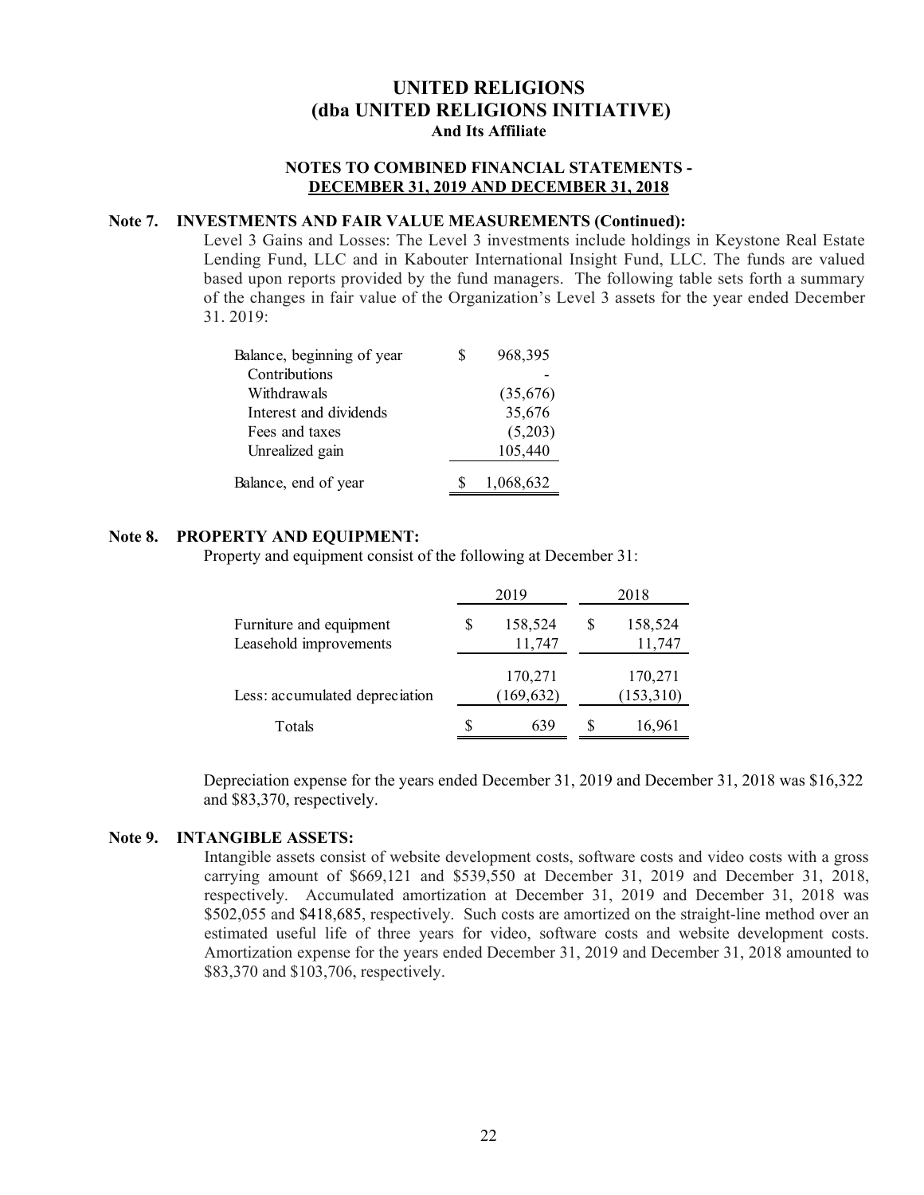# UNITED RELIGIONS
# (dba UNITED RELIGIONS INITIATIVE)
### And Its Affiliate

### NOTES TO COMBINED FINANCIAL STATEMENTS - DECEMBER 31, 2019 AND DECEMBER 31, 2018

## Note 7. INVESTMENTS AND FAIR VALUE MEASUREMENTS (Continued):

Level 3 Gains and Losses: The Level 3 investments include holdings in Keystone Real Estate Lending Fund, LLC and in Kabouter International Insight Fund, LLC. The funds are valued based upon reports provided by the fund managers. The following table sets forth a summary of the changes in fair value of the Organization's Level 3 assets for the year ended December 31. 2019:

| | |
|---|---|
| Balance, beginning of year | $ 968,395 |
| Contributions | - |
| Withdrawals | (35,676) |
| Interest and dividends | 35,676 |
| Fees and taxes | (5,203) |
| Unrealized gain | 105,440 |
| Balance, end of year | $ 1,068,632 |

## Note 8. PROPERTY AND EQUIPMENT:

Property and equipment consist of the following at December 31:

| | 2019 | 2018 |
|---|---|---|
| Furniture and equipment | $ 158,524 | $ 158,524 |
| Leasehold improvements | 11,747 | 11,747 |
| | 170,271 | 170,271 |
| Less: accumulated depreciation | (169,632) | (153,310) |
| Totals | $ 639 | $ 16,961 |

Depreciation expense for the years ended December 31, 2019 and December 31, 2018 was $16,322 and $83,370, respectively.

## Note 9. INTANGIBLE ASSETS:

Intangible assets consist of website development costs, software costs and video costs with a gross carrying amount of $669,121 and $539,550 at December 31, 2019 and December 31, 2018, respectively. Accumulated amortization at December 31, 2019 and December 31, 2018 was $502,055 and $418,685, respectively. Such costs are amortized on the straight-line method over an estimated useful life of three years for video, software costs and website development costs. Amortization expense for the years ended December 31, 2019 and December 31, 2018 amounted to $83,370 and $103,706, respectively.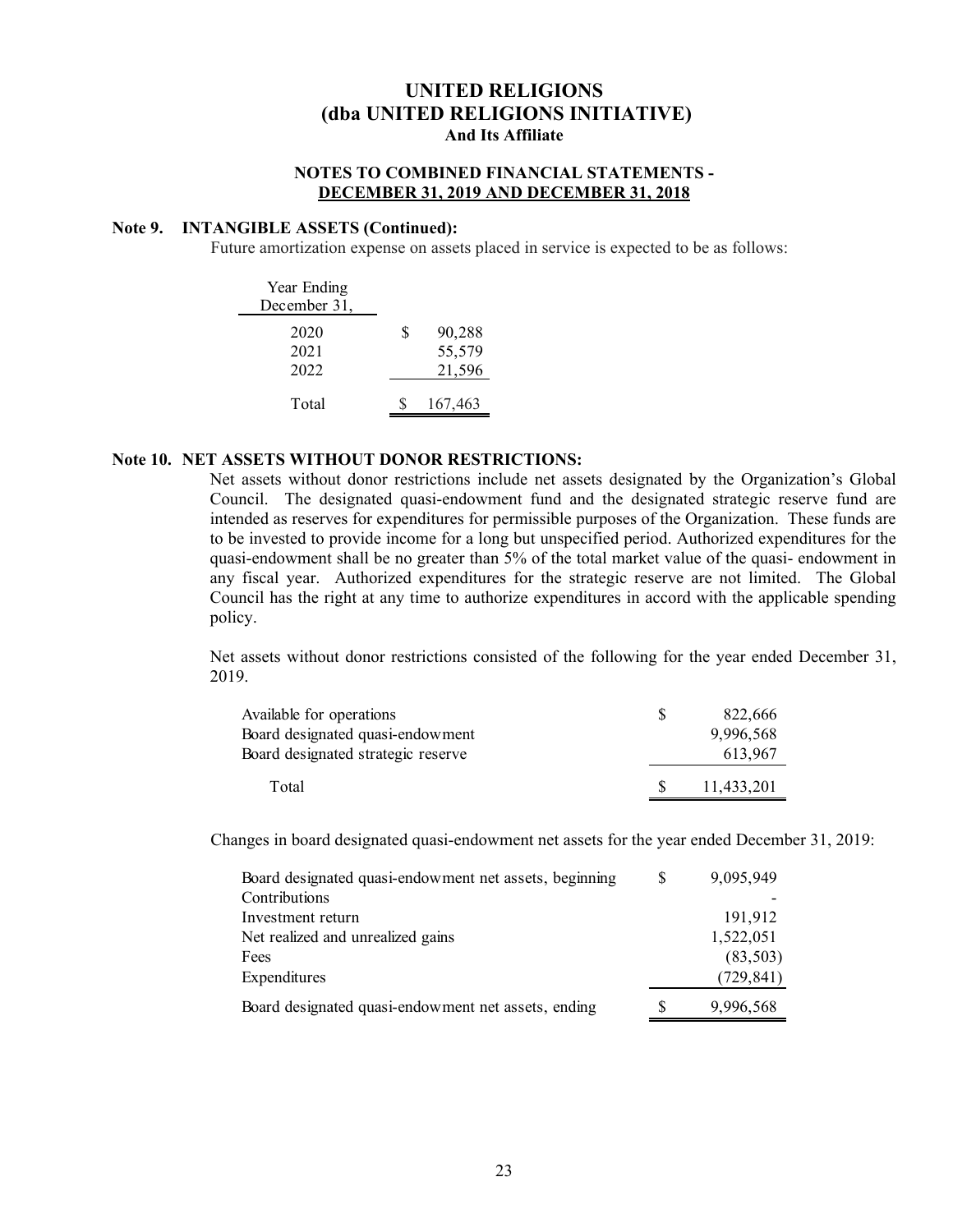# UNITED RELIGIONS
# (dba UNITED RELIGIONS INITIATIVE)
## And Its Affiliate

### NOTES TO COMBINED FINANCIAL STATEMENTS - DECEMBER 31, 2019 AND DECEMBER 31, 2018

### Note 9. INTANGIBLE ASSETS (Continued):

Future amortization expense on assets placed in service is expected to be as follows:

| Year Ending December 31, | |
|---|---|
| 2020 | $ 90,288 |
| 2021 | 55,579 |
| 2022 | 21,596 |
| Total | $ 167,463 |

### Note 10. NET ASSETS WITHOUT DONOR RESTRICTIONS:

Net assets without donor restrictions include net assets designated by the Organization's Global Council. The designated quasi-endowment fund and the designated strategic reserve fund are intended as reserves for expenditures for permissible purposes of the Organization. These funds are to be invested to provide income for a long but unspecified period. Authorized expenditures for the quasi-endowment shall be no greater than 5% of the total market value of the quasi- endowment in any fiscal year. Authorized expenditures for the strategic reserve are not limited. The Global Council has the right at any time to authorize expenditures in accord with the applicable spending policy.

Net assets without donor restrictions consisted of the following for the year ended December 31, 2019.

| | |
|---|---|
| Available for operations | $ 822,666 |
| Board designated quasi-endowment | 9,996,568 |
| Board designated strategic reserve | 613,967 |
| Total | $ 11,433,201 |

Changes in board designated quasi-endowment net assets for the year ended December 31, 2019:

| | |
|---|---|
| Board designated quasi-endowment net assets, beginning | $ 9,095,949 |
| Contributions | - |
| Investment return | 191,912 |
| Net realized and unrealized gains | 1,522,051 |
| Fees | (83,503) |
| Expenditures | (729,841) |
| Board designated quasi-endowment net assets, ending | $ 9,996,568 |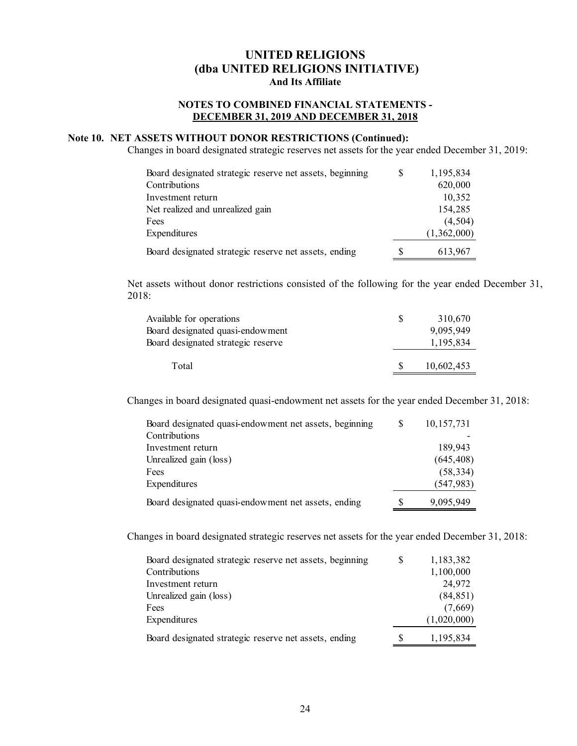# UNITED RELIGIONS
# (dba UNITED RELIGIONS INITIATIVE)
### And Its Affiliate

### NOTES TO COMBINED FINANCIAL STATEMENTS - DECEMBER 31, 2019 AND DECEMBER 31, 2018

**Note 10. NET ASSETS WITHOUT DONOR RESTRICTIONS (Continued):**

Changes in board designated strategic reserves net assets for the year ended December 31, 2019:

| | | |
|---|---|---|
| Board designated strategic reserve net assets, beginning | $ | 1,195,834 |
| Contributions | | 620,000 |
| Investment return | | 10,352 |
| Net realized and unrealized gain | | 154,285 |
| Fees | | (4,504) |
| Expenditures | | (1,362,000) |
| Board designated strategic reserve net assets, ending | $ | 613,967 |

Net assets without donor restrictions consisted of the following for the year ended December 31, 2018:

| | | |
|---|---|---|
| Available for operations | $ | 310,670 |
| Board designated quasi-endowment | | 9,095,949 |
| Board designated strategic reserve | | 1,195,834 |
| Total | $ | 10,602,453 |

Changes in board designated quasi-endowment net assets for the year ended December 31, 2018:

| | | |
|---|---|---|
| Board designated quasi-endowment net assets, beginning | $ | 10,157,731 |
| Contributions | | - |
| Investment return | | 189,943 |
| Unrealized gain (loss) | | (645,408) |
| Fees | | (58,334) |
| Expenditures | | (547,983) |
| Board designated quasi-endowment net assets, ending | $ | 9,095,949 |

Changes in board designated strategic reserves net assets for the year ended December 31, 2018:

| | | |
|---|---|---|
| Board designated strategic reserve net assets, beginning | $ | 1,183,382 |
| Contributions | | 1,100,000 |
| Investment return | | 24,972 |
| Unrealized gain (loss) | | (84,851) |
| Fees | | (7,669) |
| Expenditures | | (1,020,000) |
| Board designated strategic reserve net assets, ending | $ | 1,195,834 |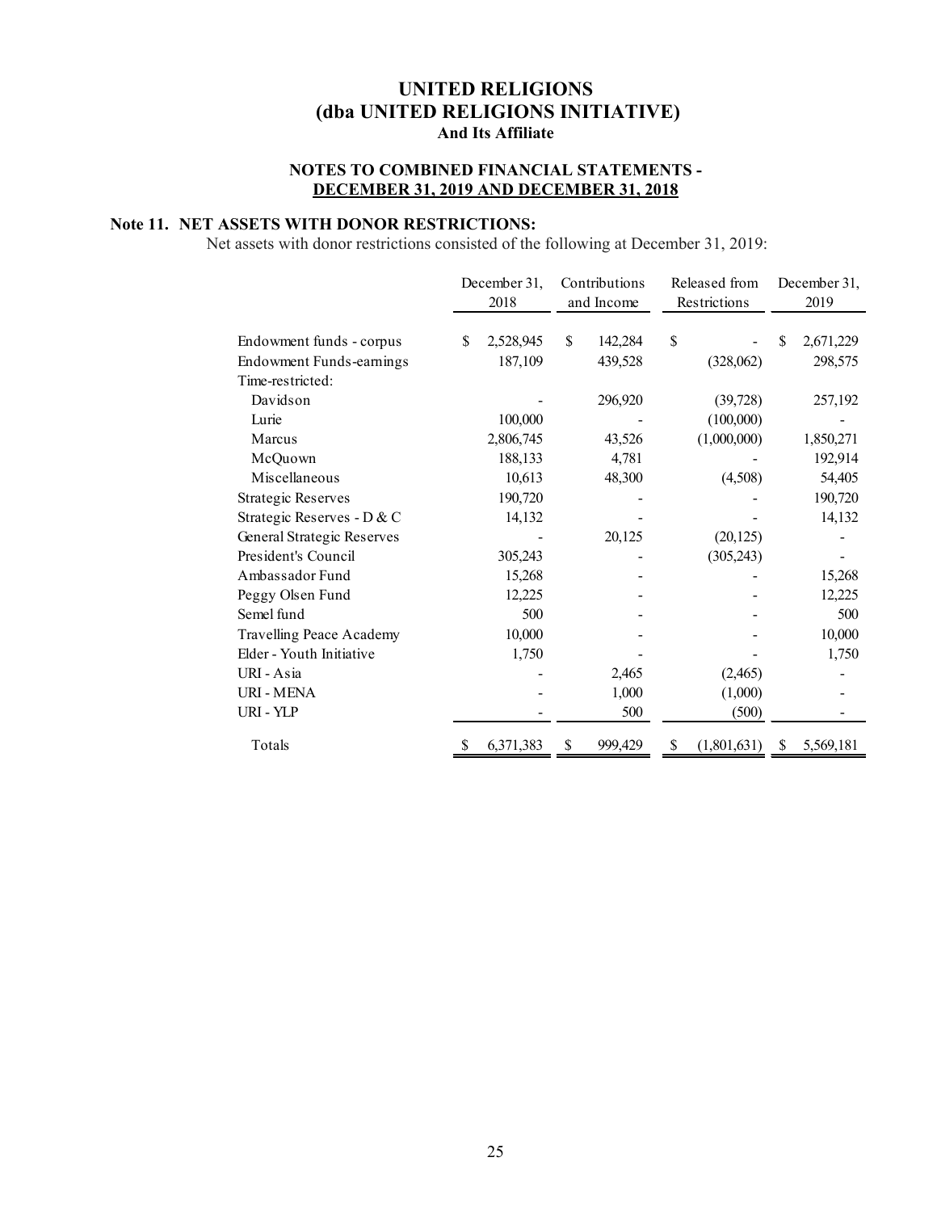# UNITED RELIGIONS
# (dba UNITED RELIGIONS INITIATIVE)
### And Its Affiliate

### NOTES TO COMBINED FINANCIAL STATEMENTS - DECEMBER 31, 2019 AND DECEMBER 31, 2018

## Note 11. NET ASSETS WITH DONOR RESTRICTIONS:

Net assets with donor restrictions consisted of the following at December 31, 2019:

| | December 31, 2018 | Contributions and Income | Released from Restrictions | December 31, 2019 |
|---|---|---|---|---|
| Endowment funds - corpus | $ 2,528,945 | $ 142,284 | $ - | $ 2,671,229 |
| Endowment Funds-earnings | 187,109 | 439,528 | (328,062) | 298,575 |
| Time-restricted: | | | | |
| Davidson | - | 296,920 | (39,728) | 257,192 |
| Lurie | 100,000 | - | (100,000) | - |
| Marcus | 2,806,745 | 43,526 | (1,000,000) | 1,850,271 |
| McQuown | 188,133 | 4,781 | - | 192,914 |
| Miscellaneous | 10,613 | 48,300 | (4,508) | 54,405 |
| Strategic Reserves | 190,720 | - | - | 190,720 |
| Strategic Reserves - D & C | 14,132 | - | - | 14,132 |
| General Strategic Reserves | - | 20,125 | (20,125) | - |
| President's Council | 305,243 | - | (305,243) | - |
| Ambassador Fund | 15,268 | - | - | 15,268 |
| Peggy Olsen Fund | 12,225 | - | - | 12,225 |
| Semel fund | 500 | - | - | 500 |
| Travelling Peace Academy | 10,000 | - | - | 10,000 |
| Elder - Youth Initiative | 1,750 | - | - | 1,750 |
| URI - Asia | - | 2,465 | (2,465) | - |
| URI - MENA | - | 1,000 | (1,000) | - |
| URI - YLP | - | 500 | (500) | - |
| Totals | $ 6,371,383 | $ 999,429 | $ (1,801,631) | $ 5,569,181 |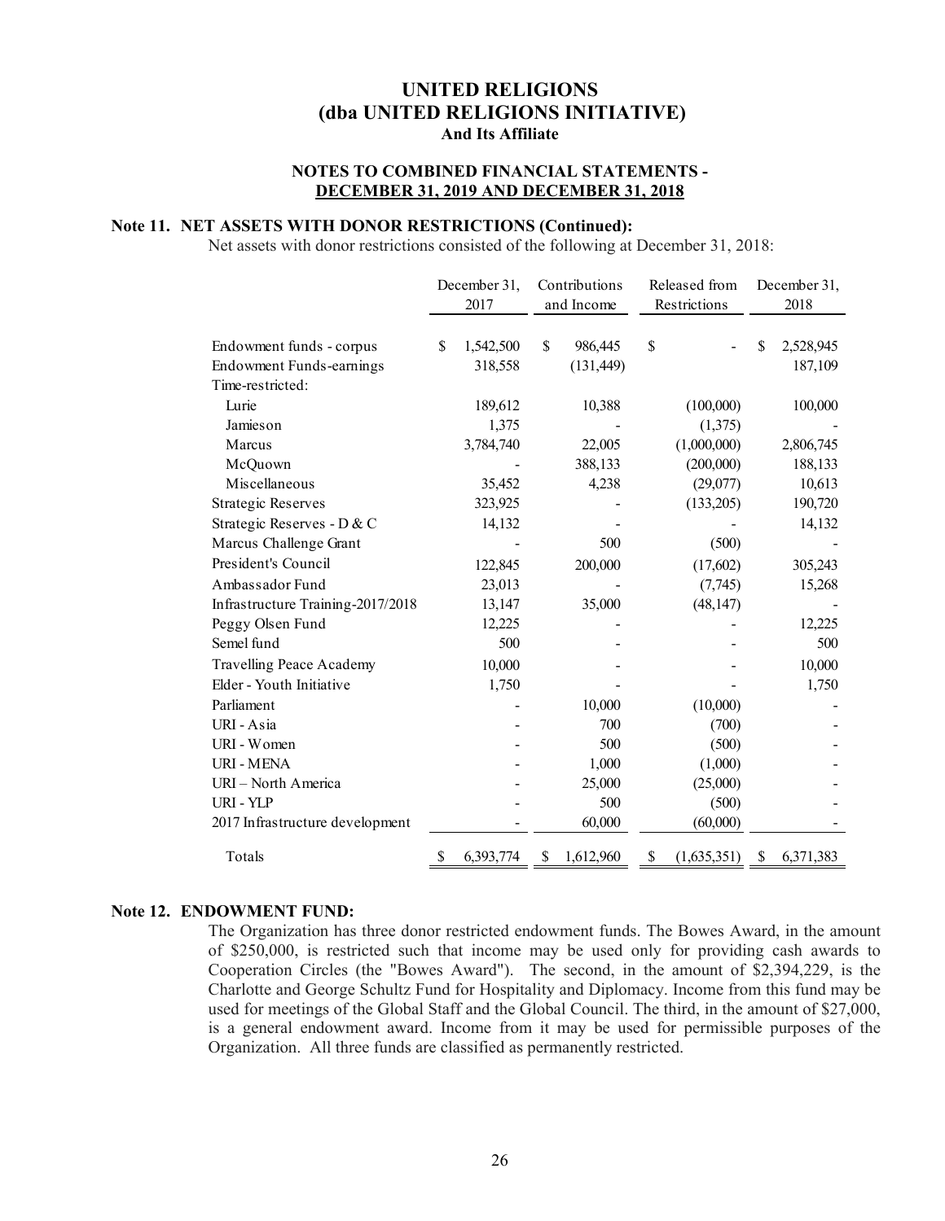# UNITED RELIGIONS
# (dba UNITED RELIGIONS INITIATIVE)
### And Its Affiliate

### NOTES TO COMBINED FINANCIAL STATEMENTS - DECEMBER 31, 2019 AND DECEMBER 31, 2018

## Note 11. NET ASSETS WITH DONOR RESTRICTIONS (Continued):

Net assets with donor restrictions consisted of the following at December 31, 2018:

| | December 31, 2017 | Contributions and Income | Released from Restrictions | December 31, 2018 |
|---|---|---|---|---|
| Endowment funds - corpus | $ 1,542,500 | $ 986,445 | $ - | $ 2,528,945 |
| Endowment Funds-earnings | 318,558 | (131,449) | | 187,109 |
| Time-restricted: | | | | |
| Lurie | 189,612 | 10,388 | (100,000) | 100,000 |
| Jamieson | 1,375 | - | (1,375) | - |
| Marcus | 3,784,740 | 22,005 | (1,000,000) | 2,806,745 |
| McQuown | - | 388,133 | (200,000) | 188,133 |
| Miscellaneous | 35,452 | 4,238 | (29,077) | 10,613 |
| Strategic Reserves | 323,925 | - | (133,205) | 190,720 |
| Strategic Reserves - D & C | 14,132 | - | - | 14,132 |
| Marcus Challenge Grant | - | 500 | (500) | - |
| President's Council | 122,845 | 200,000 | (17,602) | 305,243 |
| Ambassador Fund | 23,013 | - | (7,745) | 15,268 |
| Infrastructure Training-2017/2018 | 13,147 | 35,000 | (48,147) | - |
| Peggy Olsen Fund | 12,225 | - | - | 12,225 |
| Semel fund | 500 | - | - | 500 |
| Travelling Peace Academy | 10,000 | - | - | 10,000 |
| Elder - Youth Initiative | 1,750 | - | - | 1,750 |
| Parliament | - | 10,000 | (10,000) | - |
| URI - Asia | - | 700 | (700) | - |
| URI - Women | - | 500 | (500) | - |
| URI - MENA | - | 1,000 | (1,000) | - |
| URI – North America | - | 25,000 | (25,000) | - |
| URI - YLP | - | 500 | (500) | - |
| 2017 Infrastructure development | - | 60,000 | (60,000) | - |
| Totals | $ 6,393,774 | $ 1,612,960 | $ (1,635,351) | $ 6,371,383 |

## Note 12. ENDOWMENT FUND:

The Organization has three donor restricted endowment funds. The Bowes Award, in the amount of $250,000, is restricted such that income may be used only for providing cash awards to Cooperation Circles (the "Bowes Award"). The second, in the amount of $2,394,229, is the Charlotte and George Schultz Fund for Hospitality and Diplomacy. Income from this fund may be used for meetings of the Global Staff and the Global Council. The third, in the amount of $27,000, is a general endowment award. Income from it may be used for permissible purposes of the Organization. All three funds are classified as permanently restricted.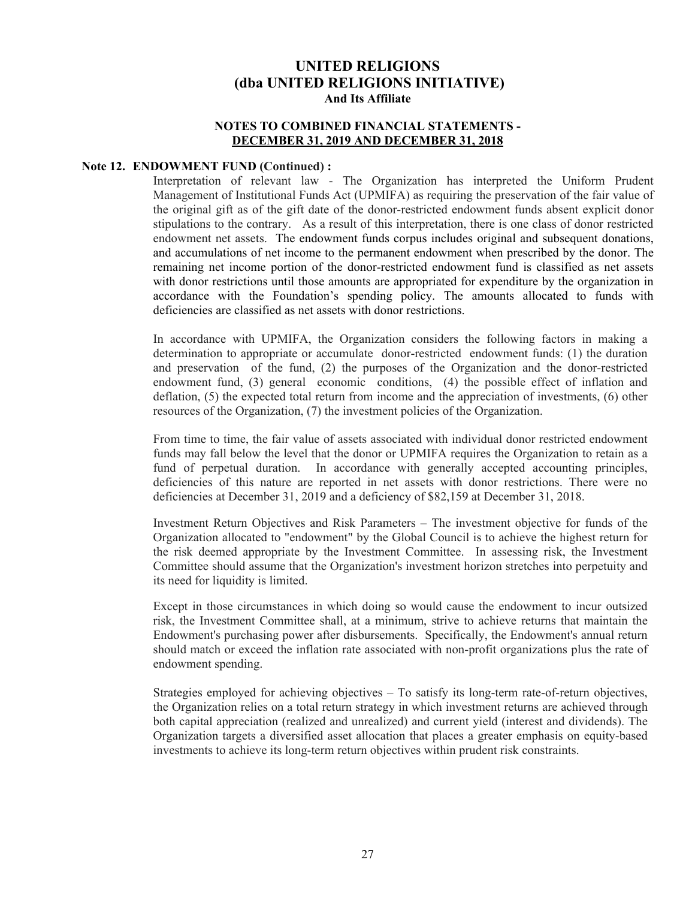# UNITED RELIGIONS
## (dba UNITED RELIGIONS INITIATIVE)
### And Its Affiliate

### NOTES TO COMBINED FINANCIAL STATEMENTS - DECEMBER 31, 2019 AND DECEMBER 31, 2018

**Note 12. ENDOWMENT FUND (Continued) :**

Interpretation of relevant law - The Organization has interpreted the Uniform Prudent Management of Institutional Funds Act (UPMIFA) as requiring the preservation of the fair value of the original gift as of the gift date of the donor-restricted endowment funds absent explicit donor stipulations to the contrary. As a result of this interpretation, there is one class of donor restricted endowment net assets. The endowment funds corpus includes original and subsequent donations, and accumulations of net income to the permanent endowment when prescribed by the donor. The remaining net income portion of the donor-restricted endowment fund is classified as net assets with donor restrictions until those amounts are appropriated for expenditure by the organization in accordance with the Foundation's spending policy. The amounts allocated to funds with deficiencies are classified as net assets with donor restrictions.

In accordance with UPMIFA, the Organization considers the following factors in making a determination to appropriate or accumulate donor-restricted endowment funds: (1) the duration and preservation of the fund, (2) the purposes of the Organization and the donor-restricted endowment fund, (3) general economic conditions, (4) the possible effect of inflation and deflation, (5) the expected total return from income and the appreciation of investments, (6) other resources of the Organization, (7) the investment policies of the Organization.

From time to time, the fair value of assets associated with individual donor restricted endowment funds may fall below the level that the donor or UPMIFA requires the Organization to retain as a fund of perpetual duration. In accordance with generally accepted accounting principles, deficiencies of this nature are reported in net assets with donor restrictions. There were no deficiencies at December 31, 2019 and a deficiency of $82,159 at December 31, 2018.

Investment Return Objectives and Risk Parameters – The investment objective for funds of the Organization allocated to "endowment" by the Global Council is to achieve the highest return for the risk deemed appropriate by the Investment Committee. In assessing risk, the Investment Committee should assume that the Organization's investment horizon stretches into perpetuity and its need for liquidity is limited.

Except in those circumstances in which doing so would cause the endowment to incur outsized risk, the Investment Committee shall, at a minimum, strive to achieve returns that maintain the Endowment's purchasing power after disbursements. Specifically, the Endowment's annual return should match or exceed the inflation rate associated with non-profit organizations plus the rate of endowment spending.

Strategies employed for achieving objectives – To satisfy its long-term rate-of-return objectives, the Organization relies on a total return strategy in which investment returns are achieved through both capital appreciation (realized and unrealized) and current yield (interest and dividends). The Organization targets a diversified asset allocation that places a greater emphasis on equity-based investments to achieve its long-term return objectives within prudent risk constraints.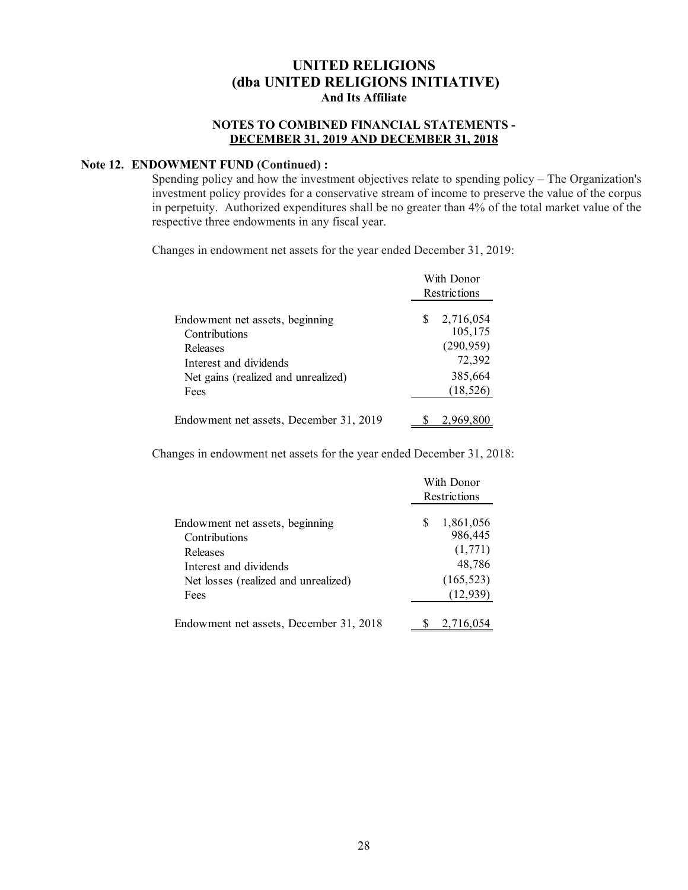# UNITED RELIGIONS
# (dba UNITED RELIGIONS INITIATIVE)
### And Its Affiliate

### NOTES TO COMBINED FINANCIAL STATEMENTS - DECEMBER 31, 2019 AND DECEMBER 31, 2018

**Note 12. ENDOWMENT FUND (Continued) :**

Spending policy and how the investment objectives relate to spending policy – The Organization's investment policy provides for a conservative stream of income to preserve the value of the corpus in perpetuity. Authorized expenditures shall be no greater than 4% of the total market value of the respective three endowments in any fiscal year.

Changes in endowment net assets for the year ended December 31, 2019:

| | With Donor Restrictions |
|---|---|
| Endowment net assets, beginning | $ 2,716,054 |
| Contributions | 105,175 |
| Releases | (290,959) |
| Interest and dividends | 72,392 |
| Net gains (realized and unrealized) | 385,664 |
| Fees | (18,526) |
| Endowment net assets, December 31, 2019 | $ 2,969,800 |

Changes in endowment net assets for the year ended December 31, 2018:

| | With Donor Restrictions |
|---|---|
| Endowment net assets, beginning | $ 1,861,056 |
| Contributions | 986,445 |
| Releases | (1,771) |
| Interest and dividends | 48,786 |
| Net losses (realized and unrealized) | (165,523) |
| Fees | (12,939) |
| Endowment net assets, December 31, 2018 | $ 2,716,054 |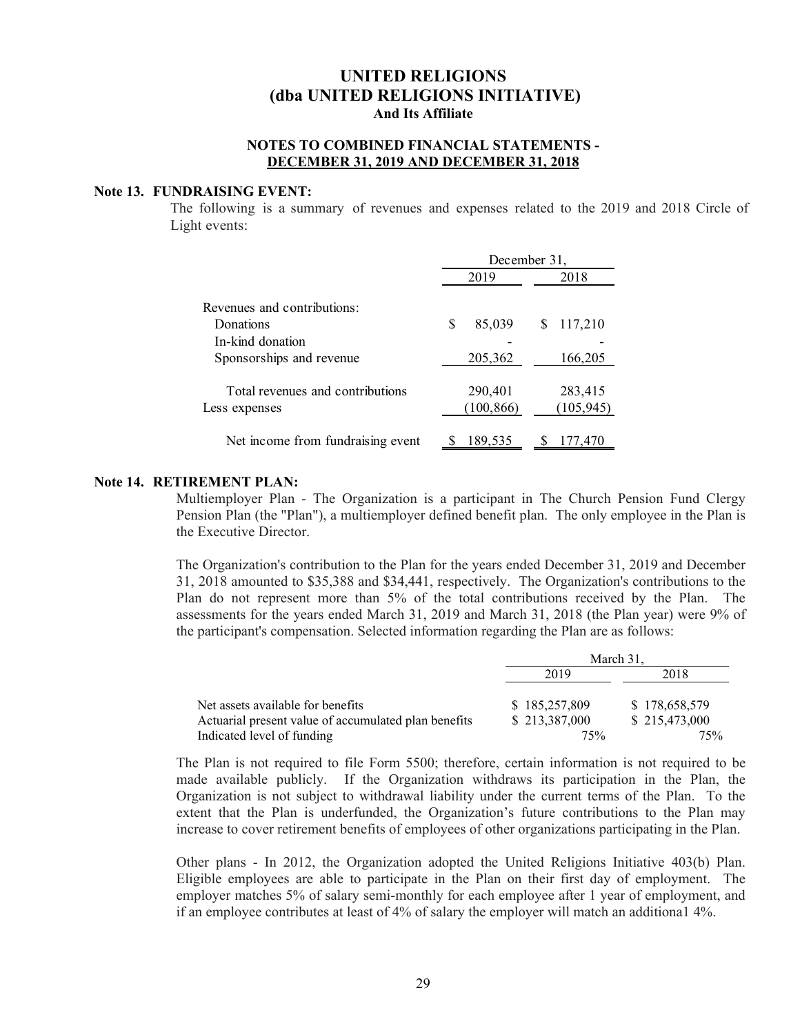# UNITED RELIGIONS
# (dba UNITED RELIGIONS INITIATIVE)
## And Its Affiliate

### NOTES TO COMBINED FINANCIAL STATEMENTS - DECEMBER 31, 2019 AND DECEMBER 31, 2018

**Note 13. FUNDRAISING EVENT:**

The following is a summary of revenues and expenses related to the 2019 and 2018 Circle of Light events:

| | December 31, | |
|---|---|---|
| | 2019 | 2018 |
| Revenues and contributions: | | |
| Donations | $ 85,039 | $ 117,210 |
| In-kind donation | - | - |
| Sponsorships and revenue | 205,362 | 166,205 |
| Total revenues and contributions | 290,401 | 283,415 |
| Less expenses | (100,866) | (105,945) |
| Net income from fundraising event | $ 189,535 | $ 177,470 |

**Note 14. RETIREMENT PLAN:**

Multiemployer Plan - The Organization is a participant in The Church Pension Fund Clergy Pension Plan (the "Plan"), a multiemployer defined benefit plan. The only employee in the Plan is the Executive Director.

The Organization's contribution to the Plan for the years ended December 31, 2019 and December 31, 2018 amounted to $35,388 and $34,441, respectively. The Organization's contributions to the Plan do not represent more than 5% of the total contributions received by the Plan. The assessments for the years ended March 31, 2019 and March 31, 2018 (the Plan year) were 9% of the participant's compensation. Selected information regarding the Plan are as follows:

| | March 31, | |
|---|---|---|
| | 2019 | 2018 |
| Net assets available for benefits | $ 185,257,809 | $ 178,658,579 |
| Actuarial present value of accumulated plan benefits | $ 213,387,000 | $ 215,473,000 |
| Indicated level of funding | 75% | 75% |

The Plan is not required to file Form 5500; therefore, certain information is not required to be made available publicly. If the Organization withdraws its participation in the Plan, the Organization is not subject to withdrawal liability under the current terms of the Plan. To the extent that the Plan is underfunded, the Organization's future contributions to the Plan may increase to cover retirement benefits of employees of other organizations participating in the Plan.

Other plans - In 2012, the Organization adopted the United Religions Initiative 403(b) Plan. Eligible employees are able to participate in the Plan on their first day of employment. The employer matches 5% of salary semi-monthly for each employee after 1 year of employment, and if an employee contributes at least of 4% of salary the employer will match an additiona1 4%.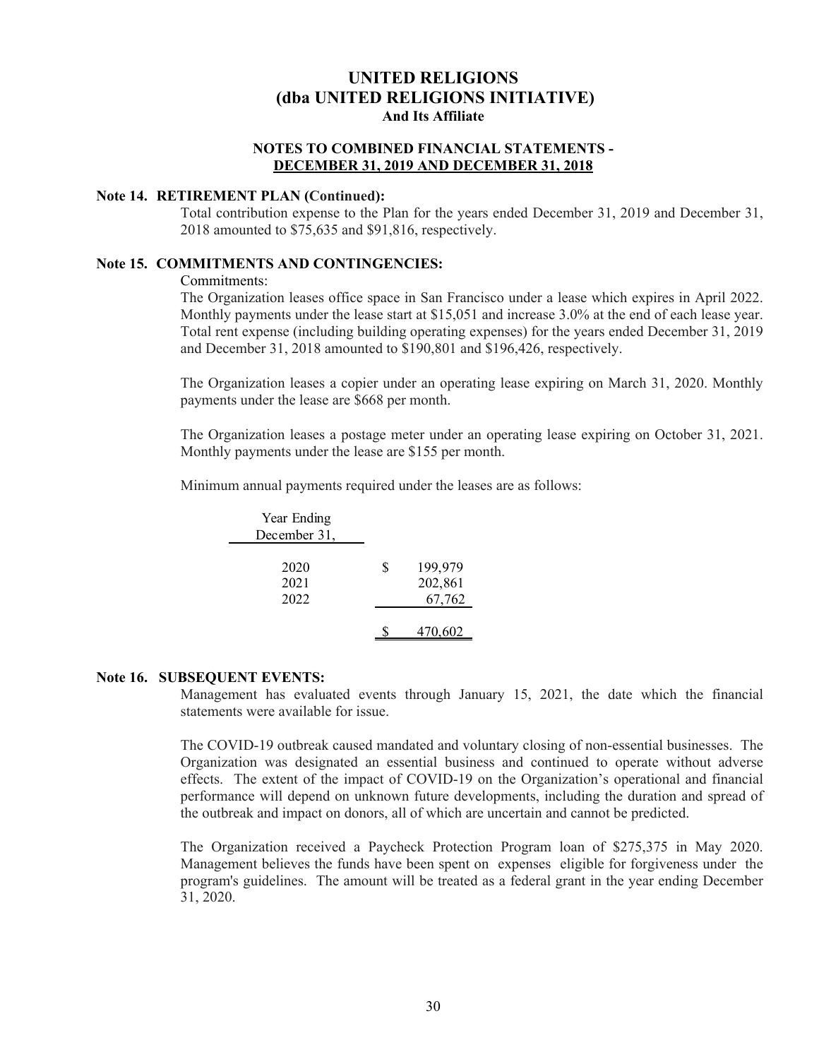# UNITED RELIGIONS
# (dba UNITED RELIGIONS INITIATIVE)
### And Its Affiliate

### NOTES TO COMBINED FINANCIAL STATEMENTS - DECEMBER 31, 2019 AND DECEMBER 31, 2018

**Note 14. RETIREMENT PLAN (Continued):**

Total contribution expense to the Plan for the years ended December 31, 2019 and December 31, 2018 amounted to $75,635 and $91,816, respectively.

**Note 15. COMMITMENTS AND CONTINGENCIES:**

Commitments:

The Organization leases office space in San Francisco under a lease which expires in April 2022. Monthly payments under the lease start at $15,051 and increase 3.0% at the end of each lease year. Total rent expense (including building operating expenses) for the years ended December 31, 2019 and December 31, 2018 amounted to $190,801 and $196,426, respectively.

The Organization leases a copier under an operating lease expiring on March 31, 2020. Monthly payments under the lease are $668 per month.

The Organization leases a postage meter under an operating lease expiring on October 31, 2021. Monthly payments under the lease are $155 per month.

Minimum annual payments required under the leases are as follows:

| Year Ending December 31, | |
|---|---|
| 2020 | $ 199,979 |
| 2021 | 202,861 |
| 2022 | 67,762 |
| | $ 470,602 |

**Note 16. SUBSEQUENT EVENTS:**

Management has evaluated events through January 15, 2021, the date which the financial statements were available for issue.

The COVID-19 outbreak caused mandated and voluntary closing of non-essential businesses. The Organization was designated an essential business and continued to operate without adverse effects. The extent of the impact of COVID-19 on the Organization's operational and financial performance will depend on unknown future developments, including the duration and spread of the outbreak and impact on donors, all of which are uncertain and cannot be predicted.

The Organization received a Paycheck Protection Program loan of $275,375 in May 2020. Management believes the funds have been spent on expenses eligible for forgiveness under the program's guidelines. The amount will be treated as a federal grant in the year ending December 31, 2020.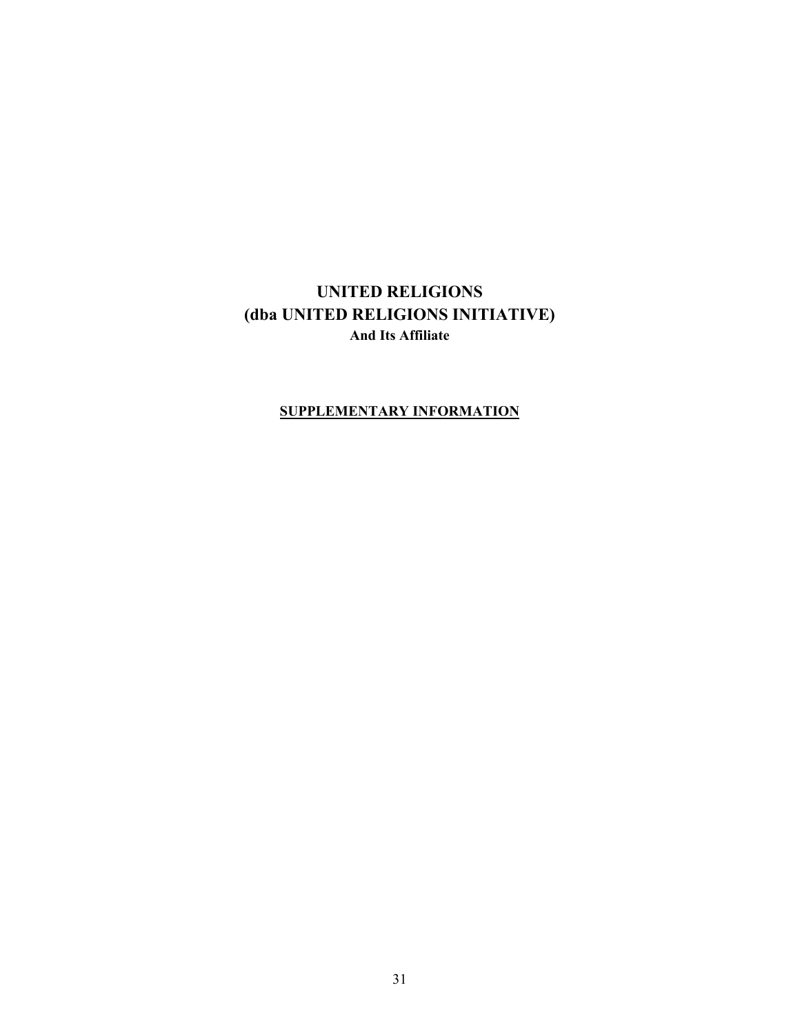# UNITED RELIGIONS
# (dba UNITED RELIGIONS INITIATIVE)
**And Its Affiliate**

**SUPPLEMENTARY INFORMATION**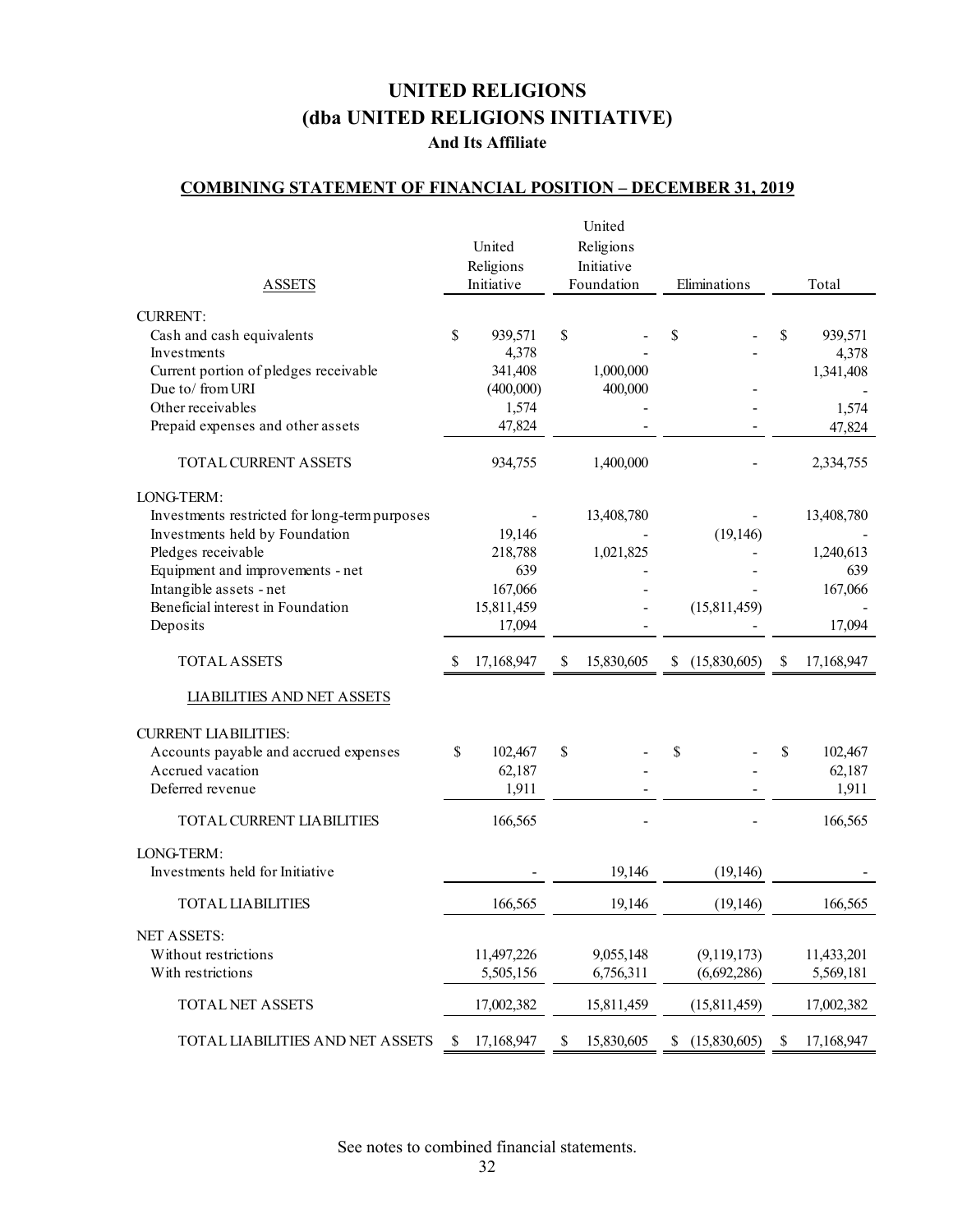# UNITED RELIGIONS
# (dba UNITED RELIGIONS INITIATIVE)
### And Its Affiliate

**COMBINING STATEMENT OF FINANCIAL POSITION – DECEMBER 31, 2019**

| ASSETS | United Religions Initiative | United Religions Initiative Foundation | Eliminations | Total |
|---|---|---|---|---|
| CURRENT: | | | | |
| Cash and cash equivalents | $ 939,571 | $ - | $ - | $ 939,571 |
| Investments | 4,378 | - | - | 4,378 |
| Current portion of pledges receivable | 341,408 | 1,000,000 | | 1,341,408 |
| Due to/ from URI | (400,000) | 400,000 | - | - |
| Other receivables | 1,574 | - | - | 1,574 |
| Prepaid expenses and other assets | 47,824 | - | - | 47,824 |
| TOTAL CURRENT ASSETS | 934,755 | 1,400,000 | - | 2,334,755 |
| LONG-TERM: | | | | |
| Investments restricted for long-term purposes | - | 13,408,780 | - | 13,408,780 |
| Investments held by Foundation | 19,146 | - | (19,146) | - |
| Pledges receivable | 218,788 | 1,021,825 | - | 1,240,613 |
| Equipment and improvements - net | 639 | - | - | 639 |
| Intangible assets - net | 167,066 | - | - | 167,066 |
| Beneficial interest in Foundation | 15,811,459 | - | (15,811,459) | - |
| Deposits | 17,094 | - | - | 17,094 |
| TOTAL ASSETS | $ 17,168,947 | $ 15,830,605 | $ (15,830,605) | $ 17,168,947 |
| LIABILITIES AND NET ASSETS | | | | |
| CURRENT LIABILITIES: | | | | |
| Accounts payable and accrued expenses | $ 102,467 | $ - | $ - | $ 102,467 |
| Accrued vacation | 62,187 | - | - | 62,187 |
| Deferred revenue | 1,911 | - | - | 1,911 |
| TOTAL CURRENT LIABILITIES | 166,565 | - | - | 166,565 |
| LONG-TERM: | | | | |
| Investments held for Initiative | - | 19,146 | (19,146) | - |
| TOTAL LIABILITIES | 166,565 | 19,146 | (19,146) | 166,565 |
| NET ASSETS: | | | | |
| Without restrictions | 11,497,226 | 9,055,148 | (9,119,173) | 11,433,201 |
| With restrictions | 5,505,156 | 6,756,311 | (6,692,286) | 5,569,181 |
| TOTAL NET ASSETS | 17,002,382 | 15,811,459 | (15,811,459) | 17,002,382 |
| TOTAL LIABILITIES AND NET ASSETS | $ 17,168,947 | $ 15,830,605 | $ (15,830,605) | $ 17,168,947 |

See notes to combined financial statements.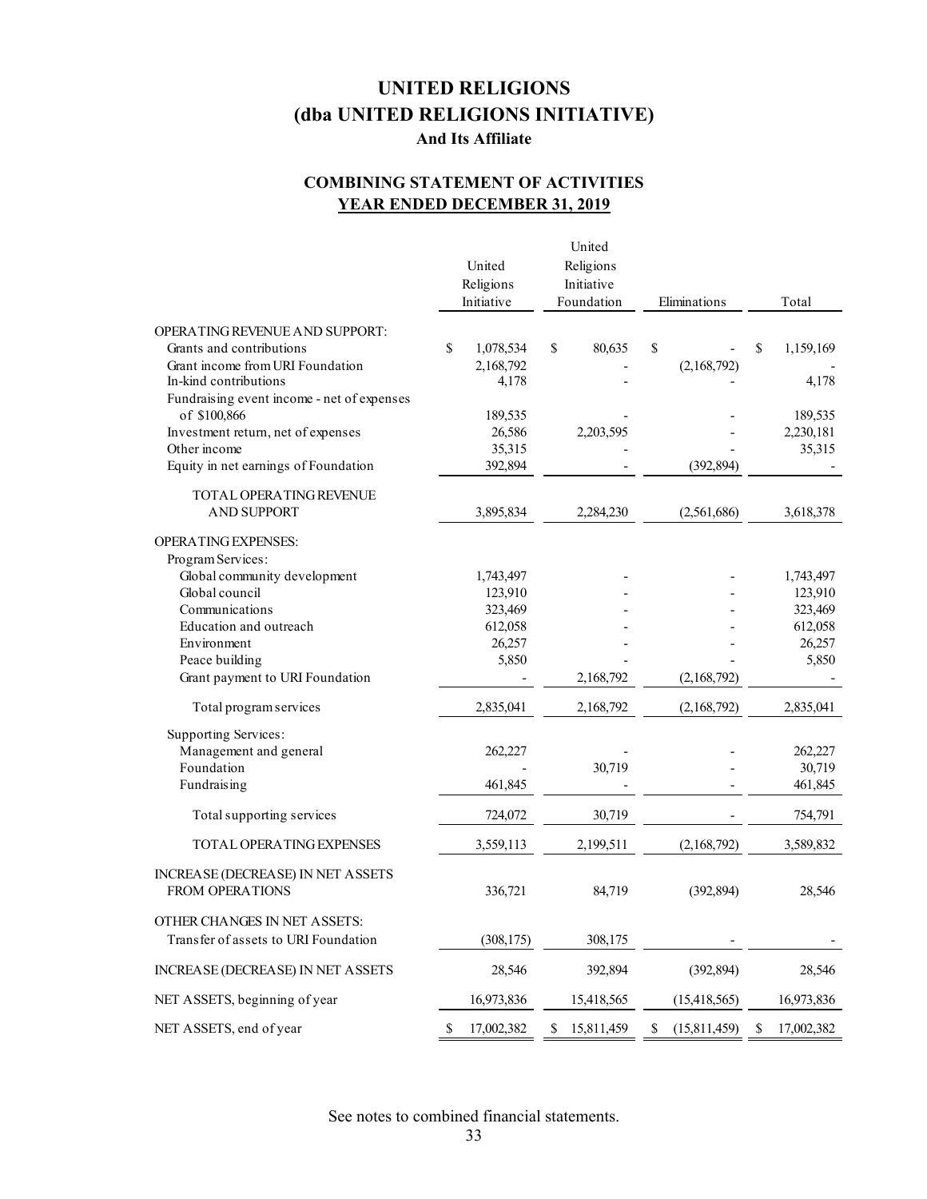# UNITED RELIGIONS
# (dba UNITED RELIGIONS INITIATIVE)
### And Its Affiliate

## COMBINING STATEMENT OF ACTIVITIES
## YEAR ENDED DECEMBER 31, 2019

| | United Religions Initiative | United Religions Initiative Foundation | Eliminations | Total |
|---|---|---|---|---|
| OPERATING REVENUE AND SUPPORT: | | | | |
| Grants and contributions | $ 1,078,534 | $ 80,635 | $ - | $ 1,159,169 |
| Grant income from URI Foundation | 2,168,792 | - | (2,168,792) | - |
| In-kind contributions | 4,178 | - | - | 4,178 |
| Fundraising event income - net of expenses of $100,866 | 189,535 | - | - | 189,535 |
| Investment return, net of expenses | 26,586 | 2,203,595 | - | 2,230,181 |
| Other income | 35,315 | - | - | 35,315 |
| Equity in net earnings of Foundation | 392,894 | - | (392,894) | - |
| TOTAL OPERATING REVENUE AND SUPPORT | 3,895,834 | 2,284,230 | (2,561,686) | 3,618,378 |
| OPERATING EXPENSES: | | | | |
| Program Services: | | | | |
| Global community development | 1,743,497 | - | - | 1,743,497 |
| Global council | 123,910 | - | - | 123,910 |
| Communications | 323,469 | - | - | 323,469 |
| Education and outreach | 612,058 | - | - | 612,058 |
| Environment | 26,257 | - | - | 26,257 |
| Peace building | 5,850 | - | - | 5,850 |
| Grant payment to URI Foundation | - | 2,168,792 | (2,168,792) | - |
| Total program services | 2,835,041 | 2,168,792 | (2,168,792) | 2,835,041 |
| Supporting Services: | | | | |
| Management and general | 262,227 | - | - | 262,227 |
| Foundation | - | 30,719 | - | 30,719 |
| Fundraising | 461,845 | - | - | 461,845 |
| Total supporting services | 724,072 | 30,719 | - | 754,791 |
| TOTAL OPERATING EXPENSES | 3,559,113 | 2,199,511 | (2,168,792) | 3,589,832 |
| INCREASE (DECREASE) IN NET ASSETS FROM OPERATIONS | 336,721 | 84,719 | (392,894) | 28,546 |
| OTHER CHANGES IN NET ASSETS: | | | | |
| Transfer of assets to URI Foundation | (308,175) | 308,175 | - | - |
| INCREASE (DECREASE) IN NET ASSETS | 28,546 | 392,894 | (392,894) | 28,546 |
| NET ASSETS, beginning of year | 16,973,836 | 15,418,565 | (15,418,565) | 16,973,836 |
| NET ASSETS, end of year | $ 17,002,382 | $ 15,811,459 | $ (15,811,459) | $ 17,002,382 |

See notes to combined financial statements.